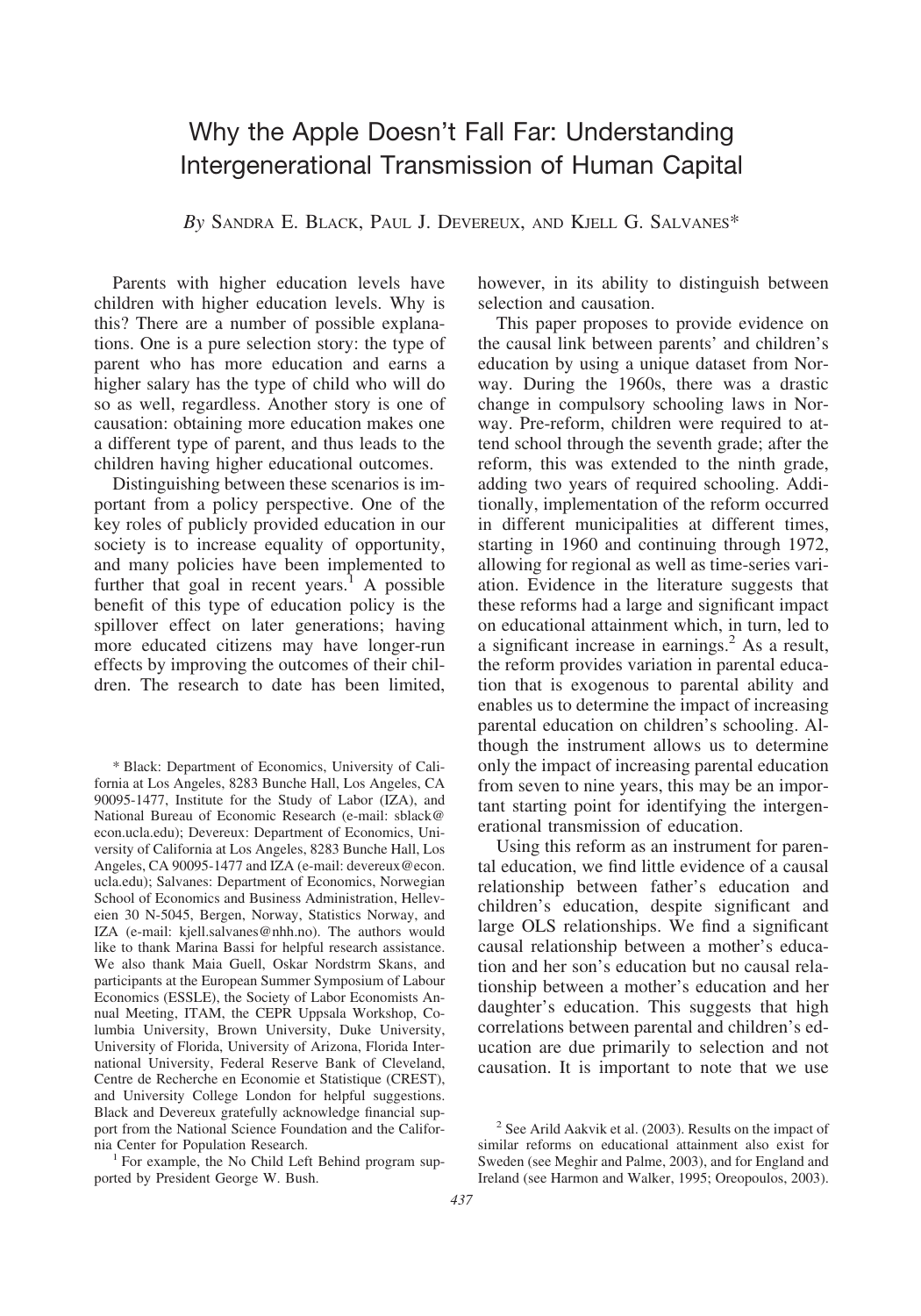# Why the Apple Doesn't Fall Far: Understanding Intergenerational Transmission of Human Capital

*By* Sandra E. Black, Paul J. Devereux, and Kjell G. Salvanes*

Parents with higher education levels have children with higher education levels. Why is this? There are a number of possible explanations. One is a pure selection story: the type of parent who has more education and earns a higher salary has the type of child who will do so as well, regardless. Another story is one of causation: obtaining more education makes one a different type of parent, and thus leads to the children having higher educational outcomes.

Distinguishing between these scenarios is important from a policy perspective. One of the key roles of publicly provided education in our society is to increase equality of opportunity, and many policies have been implemented to further that goal in recent years.[1] A possible benefit of this type of education policy is the spillover effect on later generations; having more educated citizens may have longer-run effects by improving the outcomes of their children. The research to date has been limited, however, in its ability to distinguish between selection and causation.

This paper proposes to provide evidence on the causal link between parents' and children's education by using a unique dataset from Norway. During the 1960s, there was a drastic change in compulsory schooling laws in Norway. Pre-reform, children were required to attend school through the seventh grade; after the reform, this was extended to the ninth grade, adding two years of required schooling. Additionally, implementation of the reform occurred in different municipalities at different times, starting in 1960 and continuing through 1972, allowing for regional as well as time-series variation. Evidence in the literature suggests that these reforms had a large and significant impact on educational attainment which, in turn, led to a significant increase in earnings.[2] As a result, the reform provides variation in parental education that is exogenous to parental ability and enables us to determine the impact of increasing parental education on children's schooling. Although the instrument allows us to determine only the impact of increasing parental education from seven to nine years, this may be an important starting point for identifying the intergenerational transmission of education.

Using this reform as an instrument for parental education, we find little evidence of a causal relationship between father's education and children's education, despite significant and large OLS relationships. We find a significant causal relationship between a mother's education and her son's education but no causal relationship between a mother's education and her daughter's education. This suggests that high correlations between parental and children's education are due primarily to selection and not causation. It is important to note that we use

---

\* Black: Department of Economics, University of California at Los Angeles, 8283 Bunche Hall, Los Angeles, CA 90095-1477, Institute for the Study of Labor (IZA), and National Bureau of Economic Research (e-mail: sblack@econ.ucla.edu); Devereux: Department of Economics, University of California at Los Angeles, 8283 Bunche Hall, Los Angeles, CA 90095-1477 and IZA (e-mail: devereux@econ.ucla.edu); Salvanes: Department of Economics, Norwegian School of Economics and Business Administration, Helleveien 30 N-5045, Bergen, Norway, Statistics Norway, and IZA (e-mail: kjell.salvanes@nhh.no). The authors would like to thank Marina Bassi for helpful research assistance. We also thank Maia Guell, Oskar Nordstrm Skans, and participants at the European Summer Symposium of Labour Economics (ESSLE), the Society of Labor Economists Annual Meeting, ITAM, the CEPR Uppsala Workshop, Columbia University, Brown University, Duke University, University of Florida, University of Arizona, Florida International University, Federal Reserve Bank of Cleveland, Centre de Recherche en Economie et Statistique (CREST), and University College London for helpful suggestions. Black and Devereux gratefully acknowledge financial support from the National Science Foundation and the California Center for Population Research.

[1] For example, the No Child Left Behind program supported by President George W. Bush.

[2] See Arild Aakvik et al. (2003). Results on the impact of similar reforms on educational attainment also exist for Sweden (see Meghir and Palme, 2003), and for England and Ireland (see Harmon and Walker, 1995; Oreopoulos, 2003).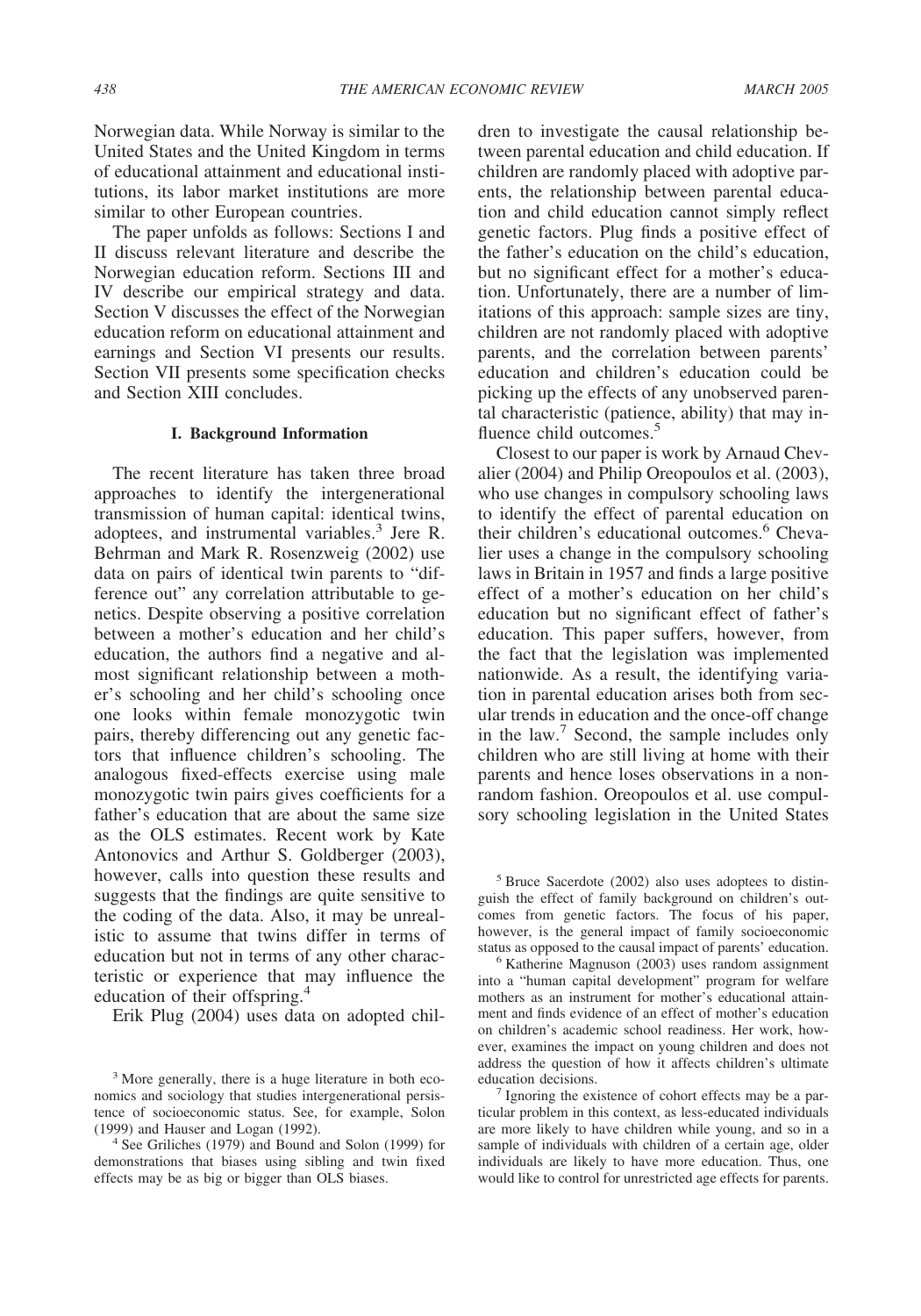Norwegian data. While Norway is similar to the United States and the United Kingdom in terms of educational attainment and educational institutions, its labor market institutions are more similar to other European countries.

The paper unfolds as follows: Sections I and II discuss relevant literature and describe the Norwegian education reform. Sections III and IV describe our empirical strategy and data. Section V discusses the effect of the Norwegian education reform on educational attainment and earnings and Section VI presents our results. Section VII presents some specification checks and Section XIII concludes.

## I. Background Information

The recent literature has taken three broad approaches to identify the intergenerational transmission of human capital: identical twins, adoptees, and instrumental variables.[3] Jere R. Behrman and Mark R. Rosenzweig (2002) use data on pairs of identical twin parents to "difference out" any correlation attributable to genetics. Despite observing a positive correlation between a mother's education and her child's education, the authors find a negative and almost significant relationship between a mother's schooling and her child's schooling once one looks within female monozygotic twin pairs, thereby differencing out any genetic factors that influence children's schooling. The analogous fixed-effects exercise using male monozygotic twin pairs gives coefficients for a father's education that are about the same size as the OLS estimates. Recent work by Kate Antonovics and Arthur S. Goldberger (2003), however, calls into question these results and suggests that the findings are quite sensitive to the coding of the data. Also, it may be unrealistic to assume that twins differ in terms of education but not in terms of any other characteristic or experience that may influence the education of their offspring.[4]

Erik Plug (2004) uses data on adopted children to investigate the causal relationship between parental education and child education. If children are randomly placed with adoptive parents, the relationship between parental education and child education cannot simply reflect genetic factors. Plug finds a positive effect of the father's education on the child's education, but no significant effect for a mother's education. Unfortunately, there are a number of limitations of this approach: sample sizes are tiny, children are not randomly placed with adoptive parents, and the correlation between parents' education and children's education could be picking up the effects of any unobserved parental characteristic (patience, ability) that may influence child outcomes.[5]

Closest to our paper is work by Arnaud Chevalier (2004) and Philip Oreopoulos et al. (2003), who use changes in compulsory schooling laws to identify the effect of parental education on their children's educational outcomes.[6] Chevalier uses a change in the compulsory schooling laws in Britain in 1957 and finds a large positive effect of a mother's education on her child's education but no significant effect of father's education. This paper suffers, however, from the fact that the legislation was implemented nationwide. As a result, the identifying variation in parental education arises both from secular trends in education and the once-off change in the law.[7] Second, the sample includes only children who are still living at home with their parents and hence loses observations in a nonrandom fashion. Oreopoulos et al. use compulsory schooling legislation in the United States

[3] More generally, there is a huge literature in both economics and sociology that studies intergenerational persistence of socioeconomic status. See, for example, Solon (1999) and Hauser and Logan (1992).

[4] See Griliches (1979) and Bound and Solon (1999) for demonstrations that biases using sibling and twin fixed effects may be as big or bigger than OLS biases.

[5] Bruce Sacerdote (2002) also uses adoptees to distinguish the effect of family background on children's outcomes from genetic factors. The focus of his paper, however, is the general impact of family socioeconomic status as opposed to the causal impact of parents' education.

[6] Katherine Magnuson (2003) uses random assignment into a "human capital development" program for welfare mothers as an instrument for mother's educational attainment and finds evidence of an effect of mother's education on children's academic school readiness. Her work, however, examines the impact on young children and does not address the question of how it affects children's ultimate education decisions.

[7] Ignoring the existence of cohort effects may be a particular problem in this context, as less-educated individuals are more likely to have children while young, and so in a sample of individuals with children of a certain age, older individuals are likely to have more education. Thus, one would like to control for unrestricted age effects for parents.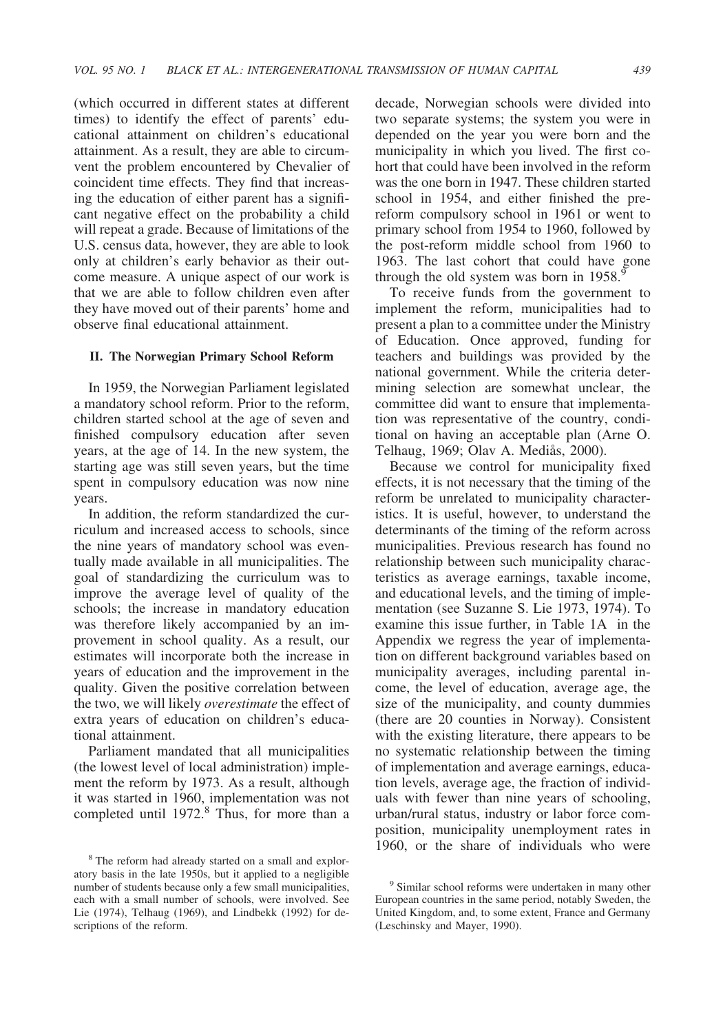(which occurred in different states at different times) to identify the effect of parents' educational attainment on children's educational attainment. As a result, they are able to circumvent the problem encountered by Chevalier of coincident time effects. They find that increasing the education of either parent has a significant negative effect on the probability a child will repeat a grade. Because of limitations of the U.S. census data, however, they are able to look only at children's early behavior as their outcome measure. A unique aspect of our work is that we are able to follow children even after they have moved out of their parents' home and observe final educational attainment.

## II. The Norwegian Primary School Reform

In 1959, the Norwegian Parliament legislated a mandatory school reform. Prior to the reform, children started school at the age of seven and finished compulsory education after seven years, at the age of 14. In the new system, the starting age was still seven years, but the time spent in compulsory education was now nine years.

In addition, the reform standardized the curriculum and increased access to schools, since the nine years of mandatory school was eventually made available in all municipalities. The goal of standardizing the curriculum was to improve the average level of quality of the schools; the increase in mandatory education was therefore likely accompanied by an improvement in school quality. As a result, our estimates will incorporate both the increase in years of education and the improvement in the quality. Given the positive correlation between the two, we will likely *overestimate* the effect of extra years of education on children's educational attainment.

Parliament mandated that all municipalities (the lowest level of local administration) implement the reform by 1973. As a result, although it was started in 1960, implementation was not completed until 1972.[8] Thus, for more than a decade, Norwegian schools were divided into two separate systems; the system you were in depended on the year you were born and the municipality in which you lived. The first cohort that could have been involved in the reform was the one born in 1947. These children started school in 1954, and either finished the pre-reform compulsory school in 1961 or went to primary school from 1954 to 1960, followed by the post-reform middle school from 1960 to 1963. The last cohort that could have gone through the old system was born in 1958.[9]

To receive funds from the government to implement the reform, municipalities had to present a plan to a committee under the Ministry of Education. Once approved, funding for teachers and buildings was provided by the national government. While the criteria determining selection are somewhat unclear, the committee did want to ensure that implementation was representative of the country, conditional on having an acceptable plan (Arne O. Telhaug, 1969; Olav A. Mediås, 2000).

Because we control for municipality fixed effects, it is not necessary that the timing of the reform be unrelated to municipality characteristics. It is useful, however, to understand the determinants of the timing of the reform across municipalities. Previous research has found no relationship between such municipality characteristics as average earnings, taxable income, and educational levels, and the timing of implementation (see Suzanne S. Lie 1973, 1974). To examine this issue further, in Table 1A in the Appendix we regress the year of implementation on different background variables based on municipality averages, including parental income, the level of education, average age, the size of the municipality, and county dummies (there are 20 counties in Norway). Consistent with the existing literature, there appears to be no systematic relationship between the timing of implementation and average earnings, education levels, average age, the fraction of individuals with fewer than nine years of schooling, urban/rural status, industry or labor force composition, municipality unemployment rates in 1960, or the share of individuals who were

[8] The reform had already started on a small and exploratory basis in the late 1950s, but it applied to a negligible number of students because only a few small municipalities, each with a small number of schools, were involved. See Lie (1974), Telhaug (1969), and Lindbekk (1992) for descriptions of the reform.

[9] Similar school reforms were undertaken in many other European countries in the same period, notably Sweden, the United Kingdom, and, to some extent, France and Germany (Leschinsky and Mayer, 1990).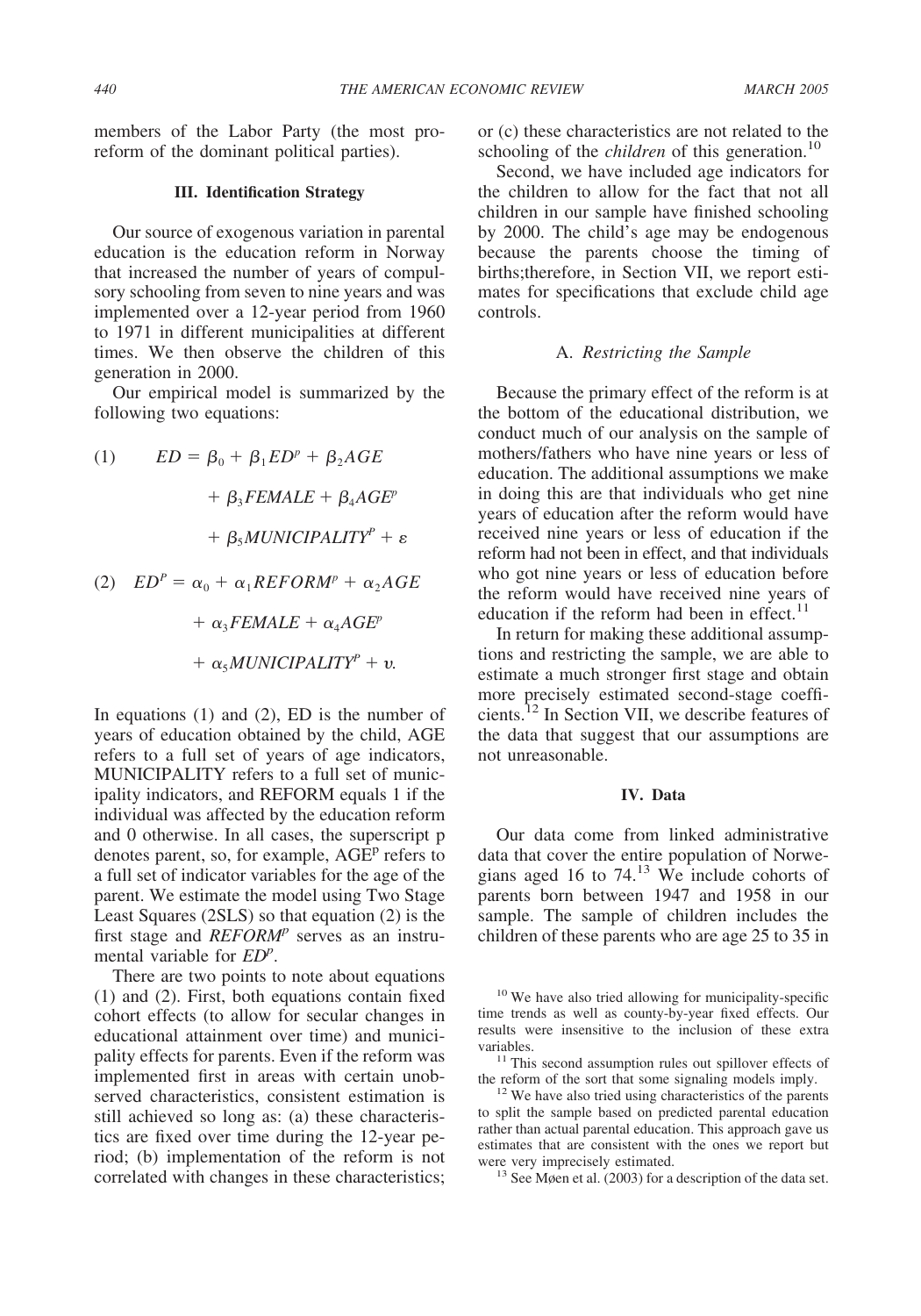members of the Labor Party (the most pro-reform of the dominant political parties).

## III. Identification Strategy

Our source of exogenous variation in parental education is the education reform in Norway that increased the number of years of compulsory schooling from seven to nine years and was implemented over a 12-year period from 1960 to 1971 in different municipalities at different times. We then observe the children of this generation in 2000.

Our empirical model is summarized by the following two equations:

$$(1) \quad ED = \beta_0 + \beta_1 ED^p + \beta_2 AGE + \beta_3 FEMALE + \beta_4 AGE^p + \beta_5 MUNICIPALITY^p + \varepsilon$$

$$(2) \quad ED^P = \alpha_0 + \alpha_1 REFORM^p + \alpha_2 AGE + \alpha_3 FEMALE + \alpha_4 AGE^p + \alpha_5 MUNICIPALITY^p + \upsilon.$$

In equations (1) and (2), ED is the number of years of education obtained by the child, AGE refers to a full set of years of age indicators, MUNICIPALITY refers to a full set of municipality indicators, and REFORM equals 1 if the individual was affected by the education reform and 0 otherwise. In all cases, the superscript p denotes parent, so, for example, $AGE^p$ refers to a full set of indicator variables for the age of the parent. We estimate the model using Two Stage Least Squares (2SLS) so that equation (2) is the first stage and $REFORM^p$ serves as an instrumental variable for $ED^p$.

There are two points to note about equations (1) and (2). First, both equations contain fixed cohort effects (to allow for secular changes in educational attainment over time) and municipality effects for parents. Even if the reform was implemented first in areas with certain unobserved characteristics, consistent estimation is still achieved so long as: (a) these characteristics are fixed over time during the 12-year period; (b) implementation of the reform is not correlated with changes in these characteristics; or (c) these characteristics are not related to the schooling of the *children* of this generation.[10]

Second, we have included age indicators for the children to allow for the fact that not all children in our sample have finished schooling by 2000. The child's age may be endogenous because the parents choose the timing of births;therefore, in Section VII, we report estimates for specifications that exclude child age controls.

### A. *Restricting the Sample*

Because the primary effect of the reform is at the bottom of the educational distribution, we conduct much of our analysis on the sample of mothers/fathers who have nine years or less of education. The additional assumptions we make in doing this are that individuals who get nine years of education after the reform would have received nine years or less of education if the reform had not been in effect, and that individuals who got nine years or less of education before the reform would have received nine years of education if the reform had been in effect.[11]

In return for making these additional assumptions and restricting the sample, we are able to estimate a much stronger first stage and obtain more precisely estimated second-stage coefficients.[12] In Section VII, we describe features of the data that suggest that our assumptions are not unreasonable.

## IV. Data

Our data come from linked administrative data that cover the entire population of Norwegians aged 16 to 74.[13] We include cohorts of parents born between 1947 and 1958 in our sample. The sample of children includes the children of these parents who are age 25 to 35 in

---

[10] We have also tried allowing for municipality-specific time trends as well as county-by-year fixed effects. Our results were insensitive to the inclusion of these extra variables.

[11] This second assumption rules out spillover effects of the reform of the sort that some signaling models imply.

[12] We have also tried using characteristics of the parents to split the sample based on predicted parental education rather than actual parental education. This approach gave us estimates that are consistent with the ones we report but were very imprecisely estimated.

[13] See Møen et al. (2003) for a description of the data set.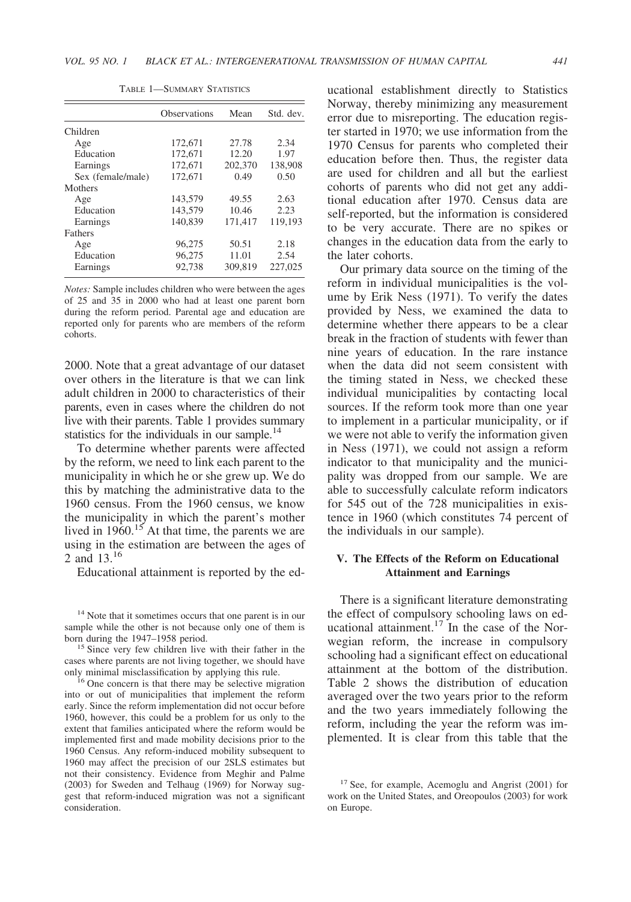TABLE 1—SUMMARY STATISTICS

| | Observations | Mean | Std. dev. |
|---|---|---|---|
| Children | | | |
| Age | 172,671 | 27.78 | 2.34 |
| Education | 172,671 | 12.20 | 1.97 |
| Earnings | 172,671 | 202,370 | 138,908 |
| Sex (female/male) | 172,671 | 0.49 | 0.50 |
| Mothers | | | |
| Age | 143,579 | 49.55 | 2.63 |
| Education | 143,579 | 10.46 | 2.23 |
| Earnings | 140,839 | 171,417 | 119,193 |
| Fathers | | | |
| Age | 96,275 | 50.51 | 2.18 |
| Education | 96,275 | 11.01 | 2.54 |
| Earnings | 92,738 | 309,819 | 227,025 |

*Notes:* Sample includes children who were between the ages of 25 and 35 in 2000 who had at least one parent born during the reform period. Parental age and education are reported only for parents who are members of the reform cohorts.

2000. Note that a great advantage of our dataset over others in the literature is that we can link adult children in 2000 to characteristics of their parents, even in cases where the children do not live with their parents. Table 1 provides summary statistics for the individuals in our sample.[14]

To determine whether parents were affected by the reform, we need to link each parent to the municipality in which he or she grew up. We do this by matching the administrative data to the 1960 census. From the 1960 census, we know the municipality in which the parent's mother lived in 1960.[15] At that time, the parents we are using in the estimation are between the ages of 2 and 13.[16]

Educational attainment is reported by the educational establishment directly to Statistics Norway, thereby minimizing any measurement error due to misreporting. The education register started in 1970; we use information from the 1970 Census for parents who completed their education before then. Thus, the register data are used for children and all but the earliest cohorts of parents who did not get any additional education after 1970. Census data are self-reported, but the information is considered to be very accurate. There are no spikes or changes in the education data from the early to the later cohorts.

Our primary data source on the timing of the reform in individual municipalities is the volume by Erik Ness (1971). To verify the dates provided by Ness, we examined the data to determine whether there appears to be a clear break in the fraction of students with fewer than nine years of education. In the rare instance when the data did not seem consistent with the timing stated in Ness, we checked these individual municipalities by contacting local sources. If the reform took more than one year to implement in a particular municipality, or if we were not able to verify the information given in Ness (1971), we could not assign a reform indicator to that municipality and the municipality was dropped from our sample. We are able to successfully calculate reform indicators for 545 out of the 728 municipalities in existence in 1960 (which constitutes 74 percent of the individuals in our sample).

## V. The Effects of the Reform on Educational Attainment and Earnings

There is a significant literature demonstrating the effect of compulsory schooling laws on educational attainment.[17] In the case of the Norwegian reform, the increase in compulsory schooling had a significant effect on educational attainment at the bottom of the distribution. Table 2 shows the distribution of education averaged over the two years prior to the reform and the two years immediately following the reform, including the year the reform was implemented. It is clear from this table that the

---

[14] Note that it sometimes occurs that one parent is in our sample while the other is not because only one of them is born during the 1947–1958 period.

[15] Since very few children live with their father in the cases where parents are not living together, we should have only minimal misclassification by applying this rule.

[16] One concern is that there may be selective migration into or out of municipalities that implement the reform early. Since the reform implementation did not occur before 1960, however, this could be a problem for us only to the extent that families anticipated where the reform would be implemented first and made mobility decisions prior to the 1960 Census. Any reform-induced mobility subsequent to 1960 may affect the precision of our 2SLS estimates but not their consistency. Evidence from Meghir and Palme (2003) for Sweden and Telhaug (1969) for Norway suggest that reform-induced migration was not a significant consideration.

[17] See, for example, Acemoglu and Angrist (2001) for work on the United States, and Oreopoulos (2003) for work on Europe.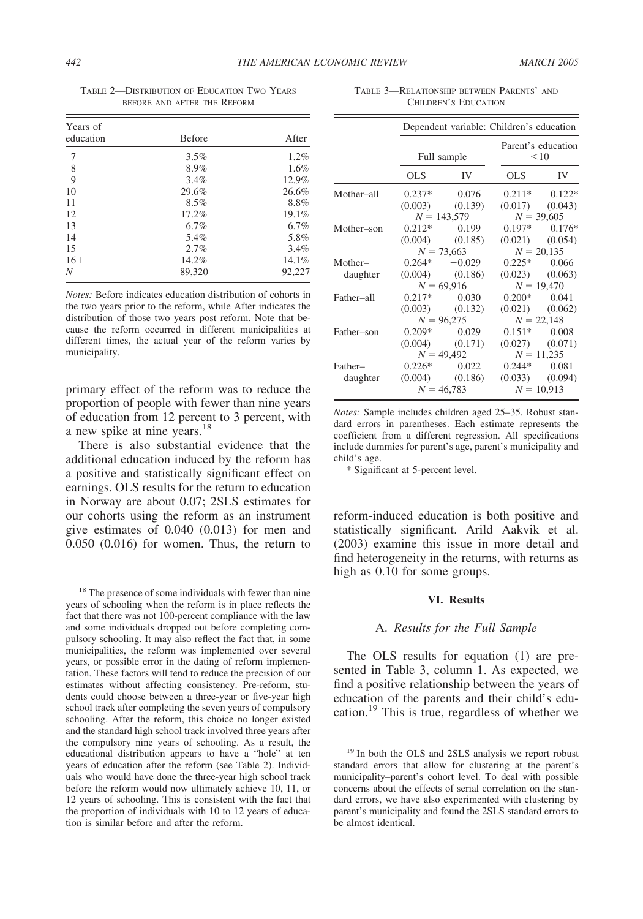TABLE 2—DISTRIBUTION OF EDUCATION TWO YEARS BEFORE AND AFTER THE REFORM

| Years of education | Before | After |
|---|---|---|
| 7 | 3.5% | 1.2% |
| 8 | 8.9% | 1.6% |
| 9 | 3.4% | 12.9% |
| 10 | 29.6% | 26.6% |
| 11 | 8.5% | 8.8% |
| 12 | 17.2% | 19.1% |
| 13 | 6.7% | 6.7% |
| 14 | 5.4% | 5.8% |
| 15 | 2.7% | 3.4% |
| 16+ | 14.2% | 14.1% |
| $N$ | 89,320 | 92,227 |

*Notes:* Before indicates education distribution of cohorts in the two years prior to the reform, while After indicates the distribution of those two years post reform. Note that because the reform occurred in different municipalities at different times, the actual year of the reform varies by municipality.

primary effect of the reform was to reduce the proportion of people with fewer than nine years of education from 12 percent to 3 percent, with a new spike at nine years.[18]

There is also substantial evidence that the additional education induced by the reform has a positive and statistically significant effect on earnings. OLS results for the return to education in Norway are about 0.07; 2SLS estimates for our cohorts using the reform as an instrument give estimates of 0.040 (0.013) for men and 0.050 (0.016) for women. Thus, the return to reform-induced education is both positive and statistically significant. Arild Aakvik et al. (2003) examine this issue in more detail and find heterogeneity in the returns, with returns as high as 0.10 for some groups.

TABLE 3—RELATIONSHIP BETWEEN PARENTS' AND CHILDREN'S EDUCATION

| | Dependent variable: Children's education | | | |
|---|---|---|---|---|
| | Full sample | | Parent's education <10 | |
| | OLS | IV | OLS | IV |
| Mother–all | 0.237* | 0.076 | 0.211* | 0.122* |
| | (0.003) | (0.139) | (0.017) | (0.043) |
| | $N$ = 143,579 | | $N$ = 39,605 | |
| Mother–son | 0.212* | 0.199 | 0.197* | 0.176* |
| | (0.004) | (0.185) | (0.021) | (0.054) |
| | $N$ = 73,663 | | $N$ = 20,135 | |
| Mother–daughter | 0.264* | −0.029 | 0.225* | 0.066 |
| | (0.004) | (0.186) | (0.023) | (0.063) |
| | $N$ = 69,916 | | $N$ = 19,470 | |
| Father–all | 0.217* | 0.030 | 0.200* | 0.041 |
| | (0.003) | (0.132) | (0.021) | (0.062) |
| | $N$ = 96,275 | | $N$ = 22,148 | |
| Father–son | 0.209* | 0.029 | 0.151* | 0.008 |
| | (0.004) | (0.171) | (0.027) | (0.071) |
| | $N$ = 49,492 | | $N$ = 11,235 | |
| Father–daughter | 0.226* | 0.022 | 0.244* | 0.081 |
| | (0.004) | (0.186) | (0.033) | (0.094) |
| | $N$ = 46,783 | | $N$ = 10,913 | |

*Notes:* Sample includes children aged 25–35. Robust standard errors in parentheses. Each estimate represents the coefficient from a different regression. All specifications include dummies for parent's age, parent's municipality and child's age.

\* Significant at 5-percent level.

## VI. Results

### A. *Results for the Full Sample*

The OLS results for equation (1) are presented in Table 3, column 1. As expected, we find a positive relationship between the years of education of the parents and their child's education.[19] This is true, regardless of whether we

[18] The presence of some individuals with fewer than nine years of schooling when the reform is in place reflects the fact that there was not 100-percent compliance with the law and some individuals dropped out before completing compulsory schooling. It may also reflect the fact that, in some municipalities, the reform was implemented over several years, or possible error in the dating of reform implementation. These factors will tend to reduce the precision of our estimates without affecting consistency. Pre-reform, students could choose between a three-year or five-year high school track after completing the seven years of compulsory schooling. After the reform, this choice no longer existed and the standard high school track involved three years after the compulsory nine years of schooling. As a result, the educational distribution appears to have a "hole" at ten years of education after the reform (see Table 2). Individuals who would have done the three-year high school track before the reform would now ultimately achieve 10, 11, or 12 years of schooling. This is consistent with the fact that the proportion of individuals with 10 to 12 years of education is similar before and after the reform.

[19] In both the OLS and 2SLS analysis we report robust standard errors that allow for clustering at the parent's municipality–parent's cohort level. To deal with possible concerns about the effects of serial correlation on the standard errors, we have also experimented with clustering by parent's municipality and found the 2SLS standard errors to be almost identical.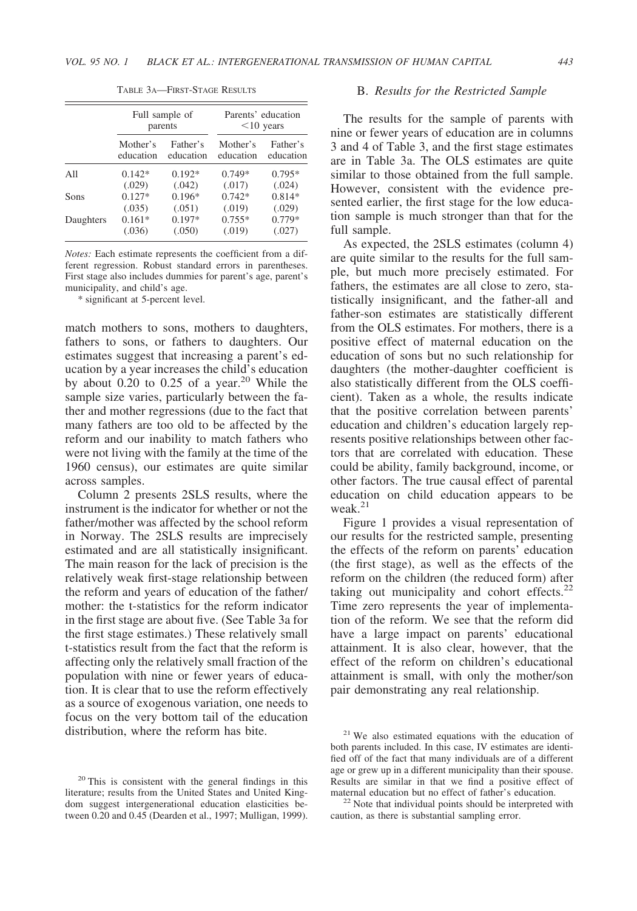TABLE 3A—FIRST-STAGE RESULTS

| | Full sample of parents | | Parents' education <10 years | |
|---|---|---|---|---|
| | Mother's education | Father's education | Mother's education | Father's education |
| All | 0.142* | 0.192* | 0.749* | 0.795* |
| | (.029) | (.042) | (.017) | (.024) |
| Sons | 0.127* | 0.196* | 0.742* | 0.814* |
| | (.035) | (.051) | (.019) | (.029) |
| Daughters | 0.161* | 0.197* | 0.755* | 0.779* |
| | (.036) | (.050) | (.019) | (.027) |

*Notes:* Each estimate represents the coefficient from a different regression. Robust standard errors in parentheses. First stage also includes dummies for parent's age, parent's municipality, and child's age.

\* significant at 5-percent level.

match mothers to sons, mothers to daughters, fathers to sons, or fathers to daughters. Our estimates suggest that increasing a parent's education by a year increases the child's education by about 0.20 to 0.25 of a year.[20] While the sample size varies, particularly between the father and mother regressions (due to the fact that many fathers are too old to be affected by the reform and our inability to match fathers who were not living with the family at the time of the 1960 census), our estimates are quite similar across samples.

Column 2 presents 2SLS results, where the instrument is the indicator for whether or not the father/mother was affected by the school reform in Norway. The 2SLS results are imprecisely estimated and are all statistically insignificant. The main reason for the lack of precision is the relatively weak first-stage relationship between the reform and years of education of the father/mother: the t-statistics for the reform indicator in the first stage are about five. (See Table 3a for the first stage estimates.) These relatively small t-statistics result from the fact that the reform is affecting only the relatively small fraction of the population with nine or fewer years of education. It is clear that to use the reform effectively as a source of exogenous variation, one needs to focus on the very bottom tail of the education distribution, where the reform has bite.

### B. *Results for the Restricted Sample*

The results for the sample of parents with nine or fewer years of education are in columns 3 and 4 of Table 3, and the first stage estimates are in Table 3a. The OLS estimates are quite similar to those obtained from the full sample. However, consistent with the evidence presented earlier, the first stage for the low education sample is much stronger than that for the full sample.

As expected, the 2SLS estimates (column 4) are quite similar to the results for the full sample, but much more precisely estimated. For fathers, the estimates are all close to zero, statistically insignificant, and the father-all and father-son estimates are statistically different from the OLS estimates. For mothers, there is a positive effect of maternal education on the education of sons but no such relationship for daughters (the mother-daughter coefficient is also statistically different from the OLS coefficient). Taken as a whole, the results indicate that the positive correlation between parents' education and children's education largely represents positive relationships between other factors that are correlated with education. These could be ability, family background, income, or other factors. The true causal effect of parental education on child education appears to be weak.[21]

Figure 1 provides a visual representation of our results for the restricted sample, presenting the effects of the reform on parents' education (the first stage), as well as the effects of the reform on the children (the reduced form) after taking out municipality and cohort effects.[22] Time zero represents the year of implementation of the reform. We see that the reform did have a large impact on parents' educational attainment. It is also clear, however, that the effect of the reform on children's educational attainment is small, with only the mother/son pair demonstrating any real relationship.

[20] This is consistent with the general findings in this literature; results from the United States and United Kingdom suggest intergenerational education elasticities between 0.20 and 0.45 (Dearden et al., 1997; Mulligan, 1999).

[21] We also estimated equations with the education of both parents included. In this case, IV estimates are identified off of the fact that many individuals are of a different age or grew up in a different municipality than their spouse. Results are similar in that we find a positive effect of maternal education but no effect of father's education.

[22] Note that individual points should be interpreted with caution, as there is substantial sampling error.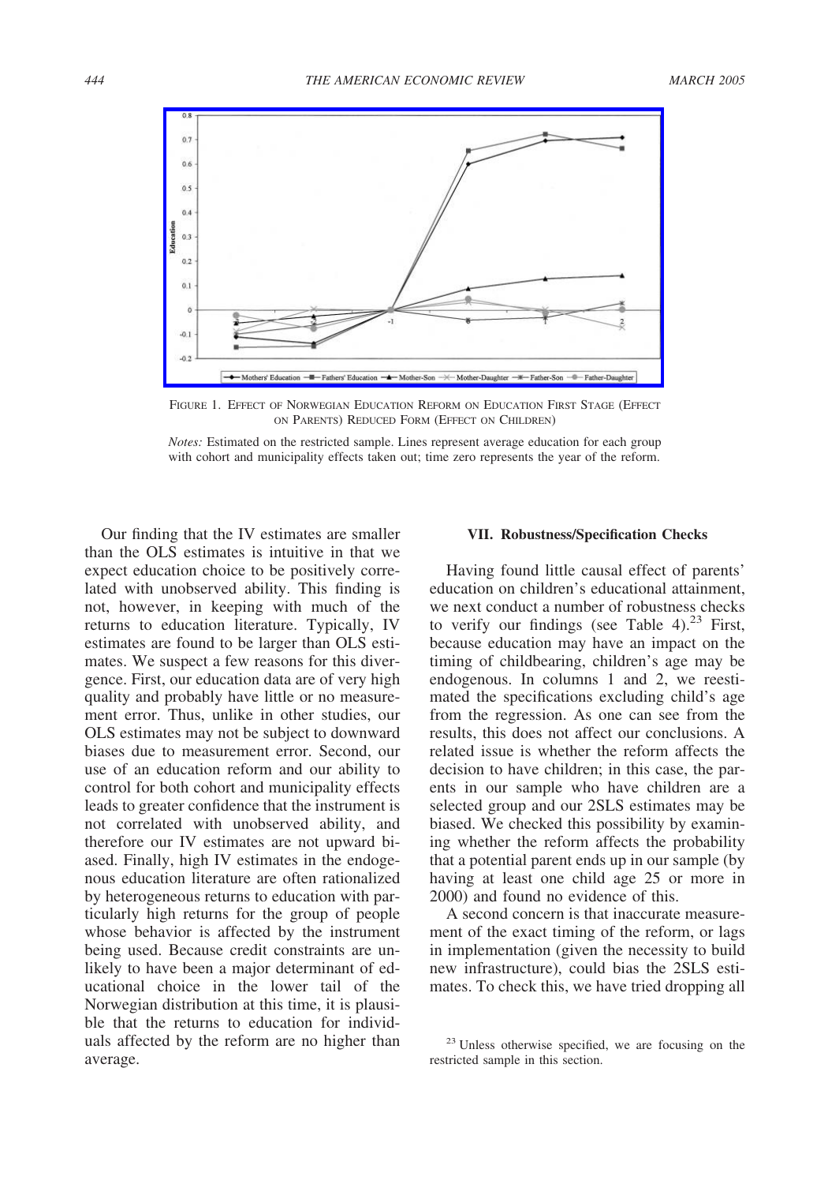FIGURE 1. EFFECT OF NORWEGIAN EDUCATION REFORM ON EDUCATION FIRST STAGE (EFFECT ON PARENTS) REDUCED FORM (EFFECT ON CHILDREN)

*Notes:* Estimated on the restricted sample. Lines represent average education for each group with cohort and municipality effects taken out; time zero represents the year of the reform.

Our finding that the IV estimates are smaller than the OLS estimates is intuitive in that we expect education choice to be positively correlated with unobserved ability. This finding is not, however, in keeping with much of the returns to education literature. Typically, IV estimates are found to be larger than OLS estimates. We suspect a few reasons for this divergence. First, our education data are of very high quality and probably have little or no measurement error. Thus, unlike in other studies, our OLS estimates may not be subject to downward biases due to measurement error. Second, our use of an education reform and our ability to control for both cohort and municipality effects leads to greater confidence that the instrument is not correlated with unobserved ability, and therefore our IV estimates are not upward biased. Finally, high IV estimates in the endogenous education literature are often rationalized by heterogeneous returns to education with particularly high returns for the group of people whose behavior is affected by the instrument being used. Because credit constraints are unlikely to have been a major determinant of educational choice in the lower tail of the Norwegian distribution at this time, it is plausible that the returns to education for individuals affected by the reform are no higher than average.

## VII. Robustness/Specification Checks

Having found little causal effect of parents' education on children's educational attainment, we next conduct a number of robustness checks to verify our findings (see Table 4).[23] First, because education may have an impact on the timing of childbearing, children's age may be endogenous. In columns 1 and 2, we reestimated the specifications excluding child's age from the regression. As one can see from the results, this does not affect our conclusions. A related issue is whether the reform affects the decision to have children; in this case, the parents in our sample who have children are a selected group and our 2SLS estimates may be biased. We checked this possibility by examining whether the reform affects the probability that a potential parent ends up in our sample (by having at least one child age 25 or more in 2000) and found no evidence of this.

A second concern is that inaccurate measurement of the exact timing of the reform, or lags in implementation (given the necessity to build new infrastructure), could bias the 2SLS estimates. To check this, we have tried dropping all

[23] Unless otherwise specified, we are focusing on the restricted sample in this section.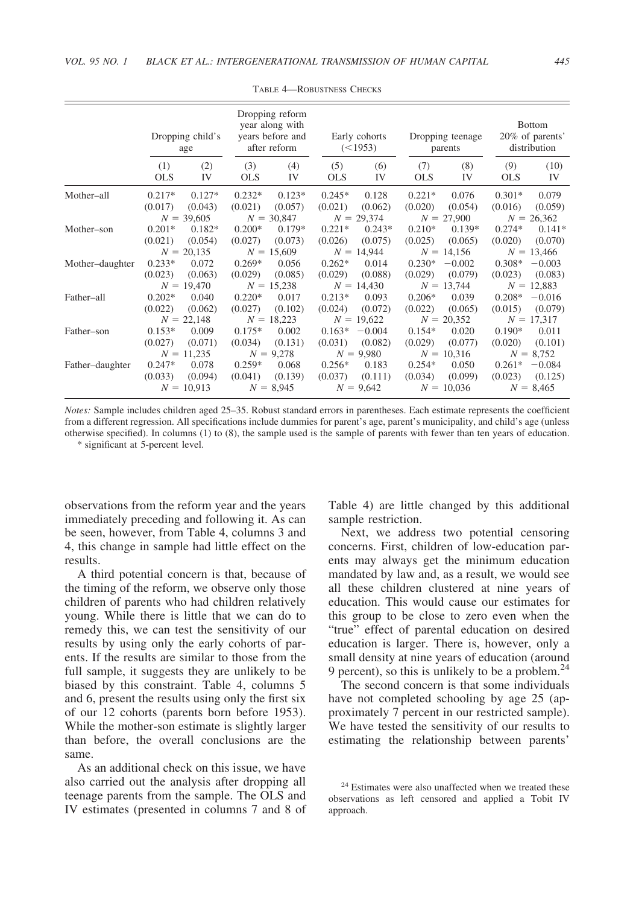TABLE 4—ROBUSTNESS CHECKS

| | Dropping child's age | | Dropping reform year along with years before and after reform | | Early cohorts (<1953) | | Dropping teenage parents | | Bottom 20% of parents' distribution | |
|---|---|---|---|---|---|---|---|---|---|---|
| | (1) OLS | (2) IV | (3) OLS | (4) IV | (5) OLS | (6) IV | (7) OLS | (8) IV | (9) OLS | (10) IV |
| Mother–all | 0.217* | 0.127* | 0.232* | 0.123* | 0.245* | 0.128 | 0.221* | 0.076 | 0.301* | 0.079 |
| | (0.017) | (0.043) | (0.021) | (0.057) | (0.021) | (0.062) | (0.020) | (0.054) | (0.016) | (0.059) |
| | $N$ = 39,605 | | $N$ = 30,847 | | $N$ = 29,374 | | $N$ = 27,900 | | $N$ = 26,362 | |
| Mother–son | 0.201* | 0.182* | 0.200* | 0.179* | 0.221* | 0.243* | 0.210* | 0.139* | 0.274* | 0.141* |
| | (0.021) | (0.054) | (0.027) | (0.073) | (0.026) | (0.075) | (0.025) | (0.065) | (0.020) | (0.070) |
| | $N$ = 20,135 | | $N$ = 15,609 | | $N$ = 14,944 | | $N$ = 14,156 | | $N$ = 13,466 | |
| Mother–daughter | 0.233* | 0.072 | 0.269* | 0.056 | 0.262* | 0.014 | 0.230* | −0.002 | 0.308* | −0.003 |
| | (0.023) | (0.063) | (0.029) | (0.085) | (0.029) | (0.088) | (0.029) | (0.079) | (0.023) | (0.083) |
| | $N$ = 19,470 | | $N$ = 15,238 | | $N$ = 14,430 | | $N$ = 13,744 | | $N$ = 12,883 | |
| Father–all | 0.202* | 0.040 | 0.220* | 0.017 | 0.213* | 0.093 | 0.206* | 0.039 | 0.208* | −0.016 |
| | (0.022) | (0.062) | (0.027) | (0.102) | (0.024) | (0.072) | (0.022) | (0.065) | (0.015) | (0.079) |
| | $N$ = 22,148 | | $N$ = 18,223 | | $N$ = 19,622 | | $N$ = 20,352 | | $N$ = 17,317 | |
| Father–son | 0.153* | 0.009 | 0.175* | 0.002 | 0.163* | −0.004 | 0.154* | 0.020 | 0.190* | 0.011 |
| | (0.027) | (0.071) | (0.034) | (0.131) | (0.031) | (0.082) | (0.029) | (0.077) | (0.020) | (0.101) |
| | $N$ = 11,235 | | $N$ = 9,278 | | $N$ = 9,980 | | $N$ = 10,316 | | $N$ = 8,752 | |
| Father–daughter | 0.247* | 0.078 | 0.259* | 0.068 | 0.256* | 0.183 | 0.254* | 0.050 | 0.261* | −0.084 |
| | (0.033) | (0.094) | (0.041) | (0.139) | (0.037) | (0.111) | (0.034) | (0.099) | (0.023) | (0.125) |
| | $N$ = 10,913 | | $N$ = 8,945 | | $N$ = 9,642 | | $N$ = 10,036 | | $N$ = 8,465 | |

*Notes:* Sample includes children aged 25–35. Robust standard errors in parentheses. Each estimate represents the coefficient from a different regression. All specifications include dummies for parent's age, parent's municipality, and child's age (unless otherwise specified). In columns (1) to (8), the sample used is the sample of parents with fewer than ten years of education.

\* significant at 5-percent level.

observations from the reform year and the years immediately preceding and following it. As can be seen, however, from Table 4, columns 3 and 4, this change in sample had little effect on the results.

A third potential concern is that, because of the timing of the reform, we observe only those children of parents who had children relatively young. While there is little that we can do to remedy this, we can test the sensitivity of our results by using only the early cohorts of parents. If the results are similar to those from the full sample, it suggests they are unlikely to be biased by this constraint. Table 4, columns 5 and 6, present the results using only the first six of our 12 cohorts (parents born before 1953). While the mother-son estimate is slightly larger than before, the overall conclusions are the same.

As an additional check on this issue, we have also carried out the analysis after dropping all teenage parents from the sample. The OLS and IV estimates (presented in columns 7 and 8 of Table 4) are little changed by this additional sample restriction.

Next, we address two potential censoring concerns. First, children of low-education parents may always get the minimum education mandated by law and, as a result, we would see all these children clustered at nine years of education. This would cause our estimates for this group to be close to zero even when the "true" effect of parental education on desired education is larger. There is, however, only a small density at nine years of education (around 9 percent), so this is unlikely to be a problem.[24]

The second concern is that some individuals have not completed schooling by age 25 (approximately 7 percent in our restricted sample). We have tested the sensitivity of our results to estimating the relationship between parents'

[24] Estimates were also unaffected when we treated these observations as left censored and applied a Tobit IV approach.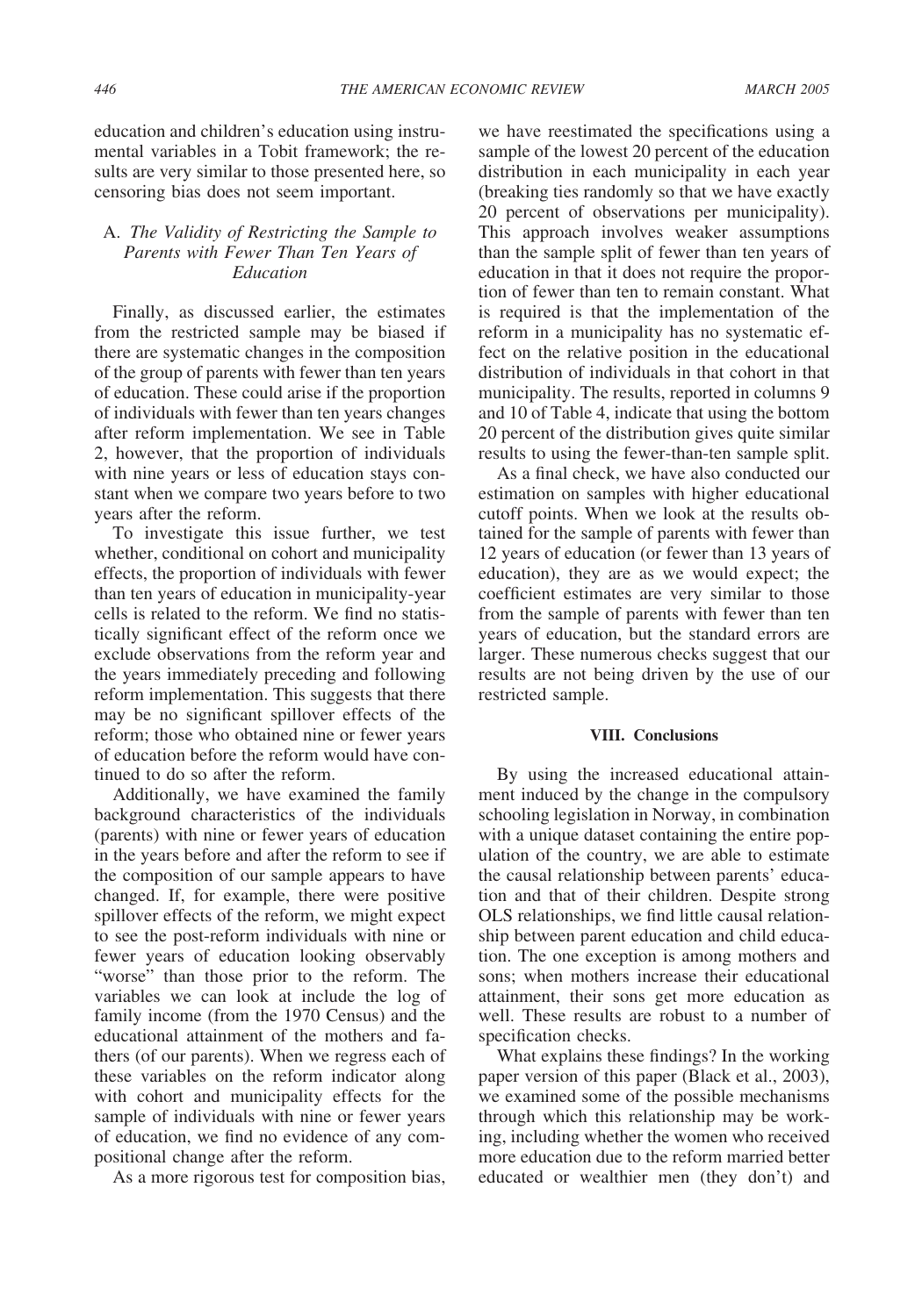education and children's education using instrumental variables in a Tobit framework; the results are very similar to those presented here, so censoring bias does not seem important.

### A. *The Validity of Restricting the Sample to Parents with Fewer Than Ten Years of Education*

Finally, as discussed earlier, the estimates from the restricted sample may be biased if there are systematic changes in the composition of the group of parents with fewer than ten years of education. These could arise if the proportion of individuals with fewer than ten years changes after reform implementation. We see in Table 2, however, that the proportion of individuals with nine years or less of education stays constant when we compare two years before to two years after the reform.

To investigate this issue further, we test whether, conditional on cohort and municipality effects, the proportion of individuals with fewer than ten years of education in municipality-year cells is related to the reform. We find no statistically significant effect of the reform once we exclude observations from the reform year and the years immediately preceding and following reform implementation. This suggests that there may be no significant spillover effects of the reform; those who obtained nine or fewer years of education before the reform would have continued to do so after the reform.

Additionally, we have examined the family background characteristics of the individuals (parents) with nine or fewer years of education in the years before and after the reform to see if the composition of our sample appears to have changed. If, for example, there were positive spillover effects of the reform, we might expect to see the post-reform individuals with nine or fewer years of education looking observably "worse" than those prior to the reform. The variables we can look at include the log of family income (from the 1970 Census) and the educational attainment of the mothers and fathers (of our parents). When we regress each of these variables on the reform indicator along with cohort and municipality effects for the sample of individuals with nine or fewer years of education, we find no evidence of any compositional change after the reform.

As a more rigorous test for composition bias, we have reestimated the specifications using a sample of the lowest 20 percent of the education distribution in each municipality in each year (breaking ties randomly so that we have exactly 20 percent of observations per municipality). This approach involves weaker assumptions than the sample split of fewer than ten years of education in that it does not require the proportion of fewer than ten to remain constant. What is required is that the implementation of the reform in a municipality has no systematic effect on the relative position in the educational distribution of individuals in that cohort in that municipality. The results, reported in columns 9 and 10 of Table 4, indicate that using the bottom 20 percent of the distribution gives quite similar results to using the fewer-than-ten sample split.

As a final check, we have also conducted our estimation on samples with higher educational cutoff points. When we look at the results obtained for the sample of parents with fewer than 12 years of education (or fewer than 13 years of education), they are as we would expect; the coefficient estimates are very similar to those from the sample of parents with fewer than ten years of education, but the standard errors are larger. These numerous checks suggest that our results are not being driven by the use of our restricted sample.

## VIII. Conclusions

By using the increased educational attainment induced by the change in the compulsory schooling legislation in Norway, in combination with a unique dataset containing the entire population of the country, we are able to estimate the causal relationship between parents' education and that of their children. Despite strong OLS relationships, we find little causal relationship between parent education and child education. The one exception is among mothers and sons; when mothers increase their educational attainment, their sons get more education as well. These results are robust to a number of specification checks.

What explains these findings? In the working paper version of this paper (Black et al., 2003), we examined some of the possible mechanisms through which this relationship may be working, including whether the women who received more education due to the reform married better educated or wealthier men (they don't) and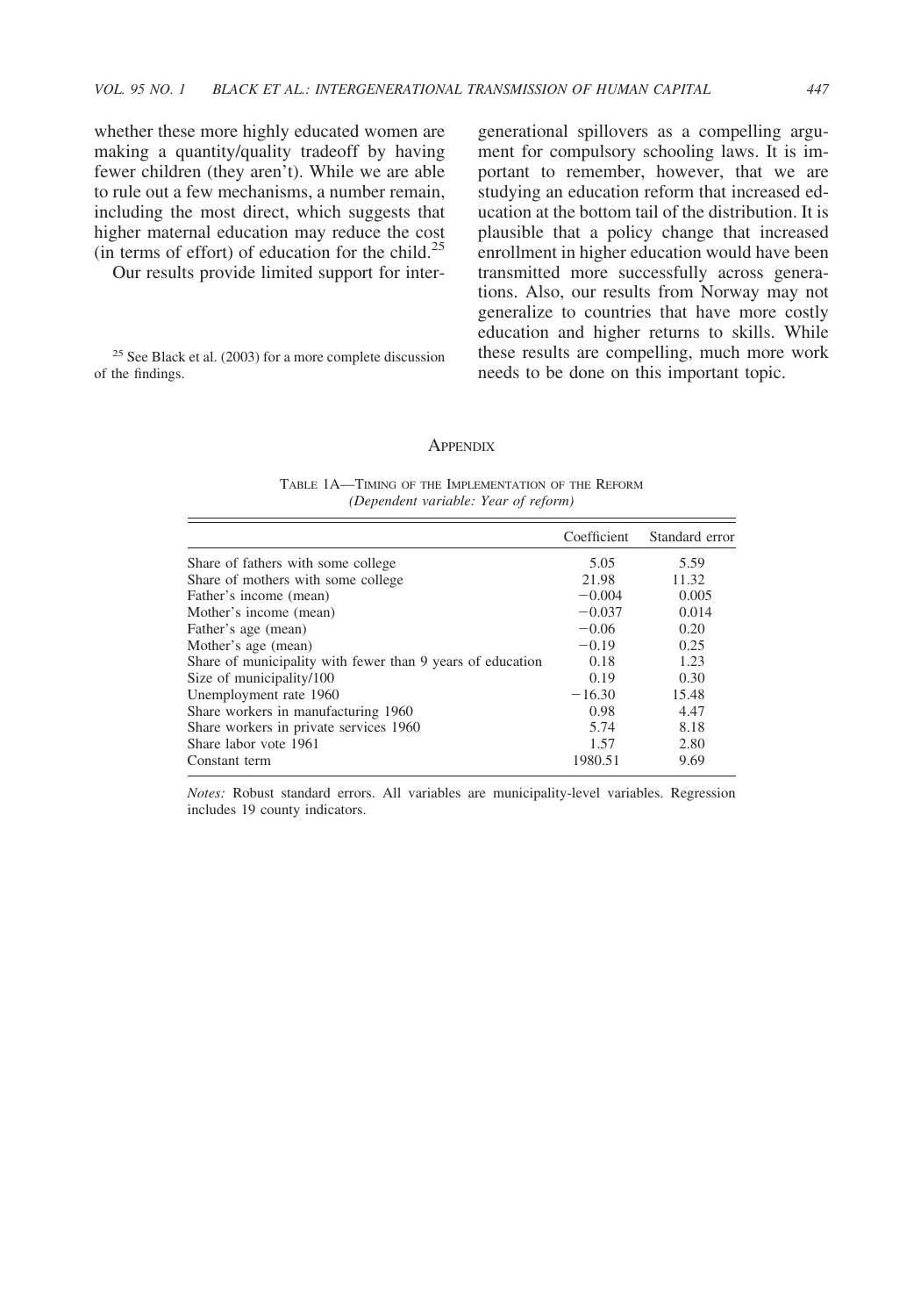whether these more highly educated women are making a quantity/quality tradeoff by having fewer children (they aren't). While we are able to rule out a few mechanisms, a number remain, including the most direct, which suggests that higher maternal education may reduce the cost (in terms of effort) of education for the child.[25]

Our results provide limited support for intergenerational spillovers as a compelling argument for compulsory schooling laws. It is important to remember, however, that we are studying an education reform that increased education at the bottom tail of the distribution. It is plausible that a policy change that increased enrollment in higher education would have been transmitted more successfully across generations. Also, our results from Norway may not generalize to countries that have more costly education and higher returns to skills. While these results are compelling, much more work needs to be done on this important topic.

[25] See Black et al. (2003) for a more complete discussion of the findings.

## Appendix

TABLE 1A—TIMING OF THE IMPLEMENTATION OF THE REFORM
*(Dependent variable: Year of reform)*

| | Coefficient | Standard error |
|---|---|---|
| Share of fathers with some college | 5.05 | 5.59 |
| Share of mothers with some college | 21.98 | 11.32 |
| Father's income (mean) | −0.004 | 0.005 |
| Mother's income (mean) | −0.037 | 0.014 |
| Father's age (mean) | −0.06 | 0.20 |
| Mother's age (mean) | −0.19 | 0.25 |
| Share of municipality with fewer than 9 years of education | 0.18 | 1.23 |
| Size of municipality/100 | 0.19 | 0.30 |
| Unemployment rate 1960 | −16.30 | 15.48 |
| Share workers in manufacturing 1960 | 0.98 | 4.47 |
| Share workers in private services 1960 | 5.74 | 8.18 |
| Share labor vote 1961 | 1.57 | 2.80 |
| Constant term | 1980.51 | 9.69 |

*Notes:* Robust standard errors. All variables are municipality-level variables. Regression includes 19 county indicators.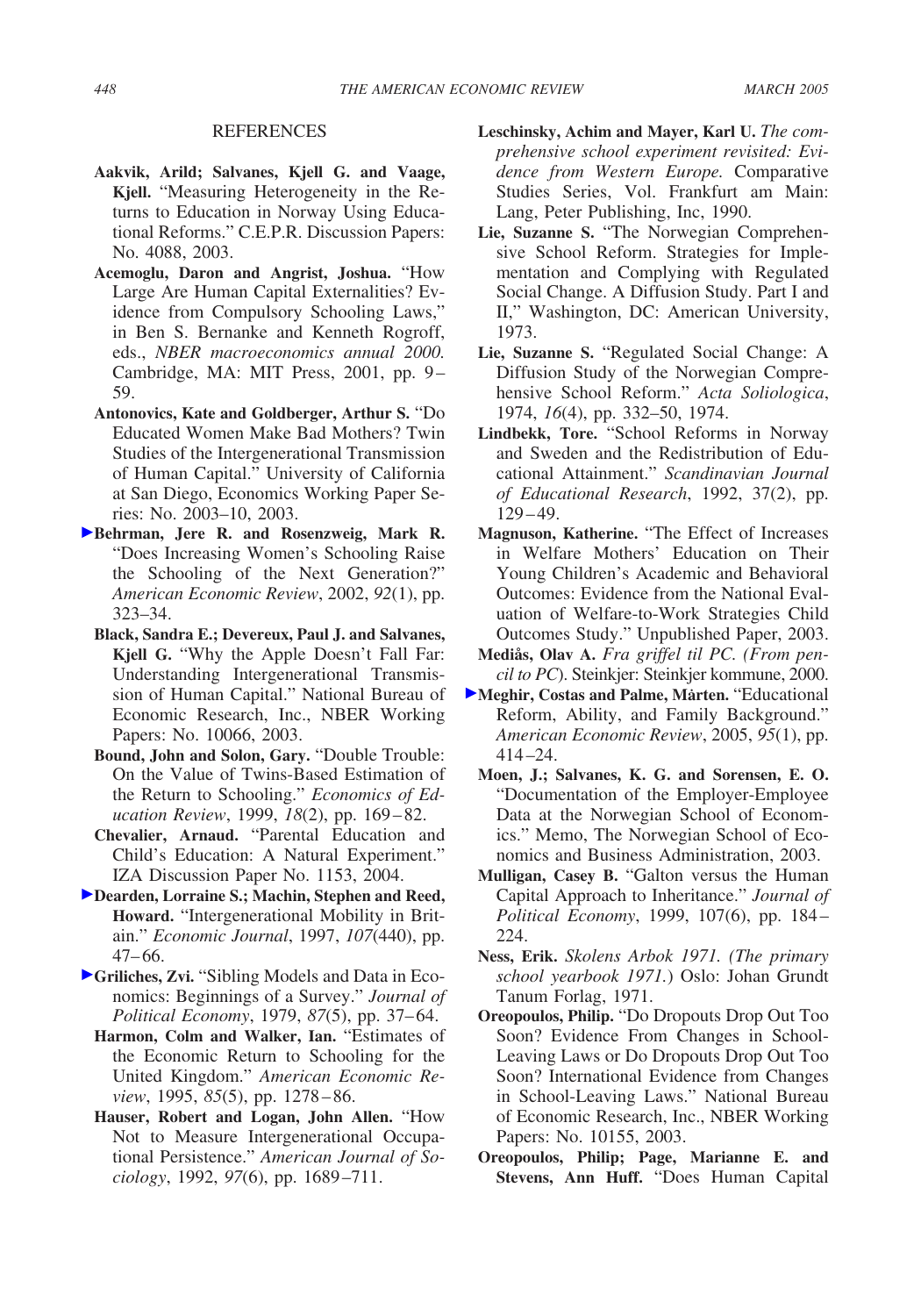## REFERENCES

**Aakvik, Arild; Salvanes, Kjell G. and Vaage, Kjell.** "Measuring Heterogeneity in the Returns to Education in Norway Using Educational Reforms." C.E.P.R. Discussion Papers: No. 4088, 2003.

**Acemoglu, Daron and Angrist, Joshua.** "How Large Are Human Capital Externalities? Evidence from Compulsory Schooling Laws," in Ben S. Bernanke and Kenneth Rogroff, eds., *NBER macroeconomics annual 2000.* Cambridge, MA: MIT Press, 2001, pp. 9–59.

**Antonovics, Kate and Goldberger, Arthur S.** "Do Educated Women Make Bad Mothers? Twin Studies of the Intergenerational Transmission of Human Capital." University of California at San Diego, Economics Working Paper Series: No. 2003–10, 2003.

**Behrman, Jere R. and Rosenzweig, Mark R.** "Does Increasing Women's Schooling Raise the Schooling of the Next Generation?" *American Economic Review*, 2002, *92*(1), pp. 323–34.

**Black, Sandra E.; Devereux, Paul J. and Salvanes, Kjell G.** "Why the Apple Doesn't Fall Far: Understanding Intergenerational Transmission of Human Capital." National Bureau of Economic Research, Inc., NBER Working Papers: No. 10066, 2003.

**Bound, John and Solon, Gary.** "Double Trouble: On the Value of Twins-Based Estimation of the Return to Schooling." *Economics of Education Review*, 1999, *18*(2), pp. 169–82.

**Chevalier, Arnaud.** "Parental Education and Child's Education: A Natural Experiment." IZA Discussion Paper No. 1153, 2004.

**Dearden, Lorraine S.; Machin, Stephen and Reed, Howard.** "Intergenerational Mobility in Britain." *Economic Journal*, 1997, *107*(440), pp. 47–66.

**Griliches, Zvi.** "Sibling Models and Data in Economics: Beginnings of a Survey." *Journal of Political Economy*, 1979, *87*(5), pp. 37–64.

**Harmon, Colm and Walker, Ian.** "Estimates of the Economic Return to Schooling for the United Kingdom." *American Economic Review*, 1995, *85*(5), pp. 1278–86.

**Hauser, Robert and Logan, John Allen.** "How Not to Measure Intergenerational Occupational Persistence." *American Journal of Sociology*, 1992, *97*(6), pp. 1689–711.

**Leschinsky, Achim and Mayer, Karl U.** *The comprehensive school experiment revisited: Evidence from Western Europe.* Comparative Studies Series, Vol. Frankfurt am Main: Lang, Peter Publishing, Inc, 1990.

**Lie, Suzanne S.** "The Norwegian Comprehensive School Reform. Strategies for Implementation and Complying with Regulated Social Change. A Diffusion Study. Part I and II," Washington, DC: American University, 1973.

**Lie, Suzanne S.** "Regulated Social Change: A Diffusion Study of the Norwegian Comprehensive School Reform." *Acta Soliologica*, 1974, *16*(4), pp. 332–50, 1974.

**Lindbekk, Tore.** "School Reforms in Norway and Sweden and the Redistribution of Educational Attainment." *Scandinavian Journal of Educational Research*, 1992, 37(2), pp. 129–49.

**Magnuson, Katherine.** "The Effect of Increases in Welfare Mothers' Education on Their Young Children's Academic and Behavioral Outcomes: Evidence from the National Evaluation of Welfare-to-Work Strategies Child Outcomes Study." Unpublished Paper, 2003.

**Mediås, Olav A.** *Fra griffel til PC. (From pencil to PC*). Steinkjer: Steinkjer kommune, 2000.

**Meghir, Costas and Palme, Mårten.** "Educational Reform, Ability, and Family Background." *American Economic Review*, 2005, *95*(1), pp. 414–24.

**Moen, J.; Salvanes, K. G. and Sorensen, E. O.** "Documentation of the Employer-Employee Data at the Norwegian School of Economics." Memo, The Norwegian School of Economics and Business Administration, 2003.

**Mulligan, Casey B.** "Galton versus the Human Capital Approach to Inheritance." *Journal of Political Economy*, 1999, 107(6), pp. 184–224.

**Ness, Erik.** *Skolens Arbok 1971. (The primary school yearbook 1971.*) Oslo: Johan Grundt Tanum Forlag, 1971.

**Oreopoulos, Philip.** "Do Dropouts Drop Out Too Soon? Evidence From Changes in School-Leaving Laws or Do Dropouts Drop Out Too Soon? International Evidence from Changes in School-Leaving Laws." National Bureau of Economic Research, Inc., NBER Working Papers: No. 10155, 2003.

**Oreopoulos, Philip; Page, Marianne E. and Stevens, Ann Huff.** "Does Human Capital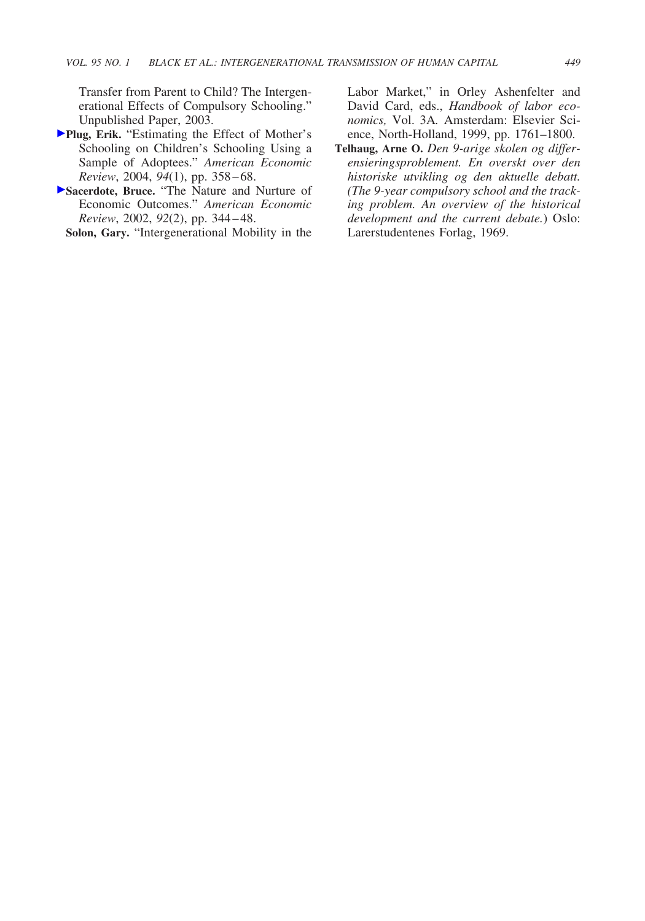Transfer from Parent to Child? The Intergenerational Effects of Compulsory Schooling." Unpublished Paper, 2003.

**Plug, Erik.** "Estimating the Effect of Mother's Schooling on Children's Schooling Using a Sample of Adoptees." *American Economic Review*, 2004, *94*(1), pp. 358–68.

**Sacerdote, Bruce.** "The Nature and Nurture of Economic Outcomes." *American Economic Review*, 2002, *92*(2), pp. 344–48.

**Solon, Gary.** "Intergenerational Mobility in the Labor Market," in Orley Ashenfelter and David Card, eds., *Handbook of labor economics,* Vol. 3A. Amsterdam: Elsevier Science, North-Holland, 1999, pp. 1761–1800.

**Telhaug, Arne O.** *Den 9-arige skolen og differensieringsproblement. En overskt over den historiske utvikling og den aktuelle debatt. (The 9-year compulsory school and the tracking problem. An overview of the historical development and the current debate.*) Oslo: Larerstudentenes Forlag, 1969.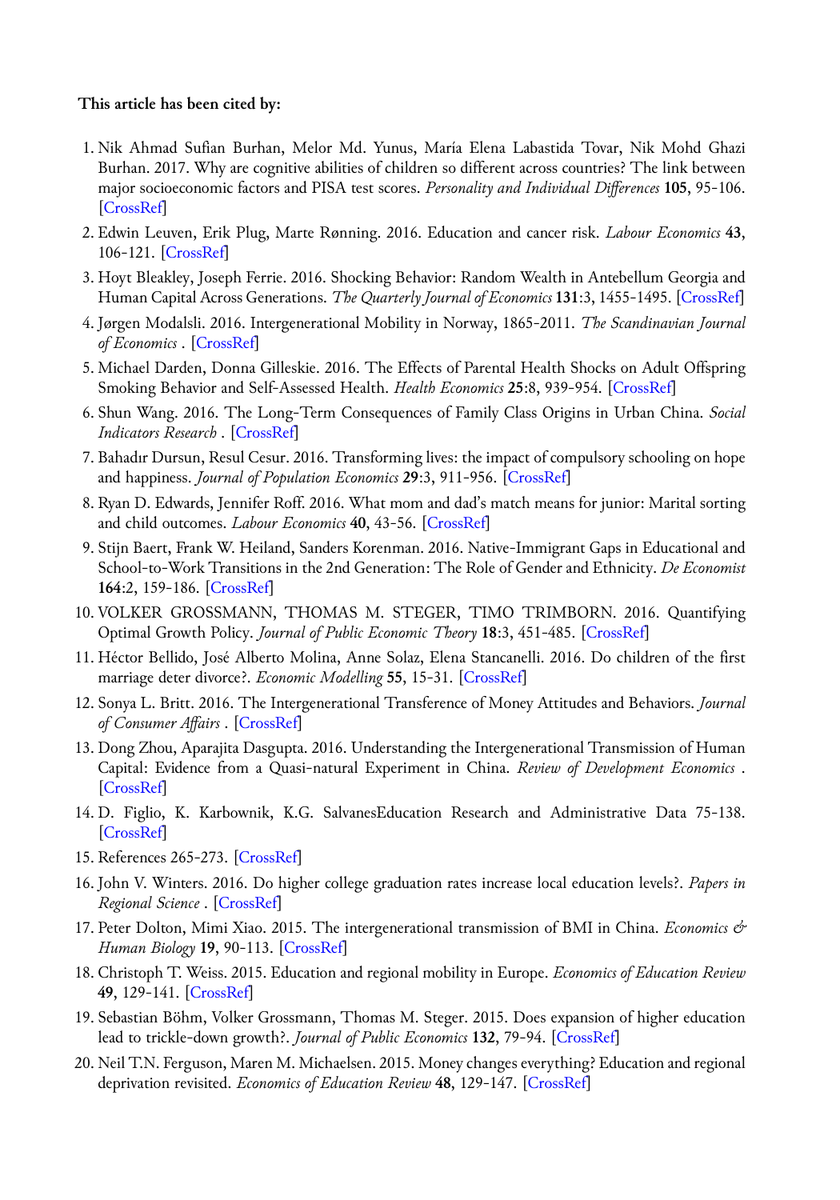**This article has been cited by:**

1. Nik Ahmad Sufian Burhan, Melor Md. Yunus, María Elena Labastida Tovar, Nik Mohd Ghazi Burhan. 2017. Why are cognitive abilities of children so different across countries? The link between major socioeconomic factors and PISA test scores. *Personality and Individual Differences* **105**, 95-106. [CrossRef]
2. Edwin Leuven, Erik Plug, Marte Rønning. 2016. Education and cancer risk. *Labour Economics* **43**, 106-121. [CrossRef]
3. Hoyt Bleakley, Joseph Ferrie. 2016. Shocking Behavior: Random Wealth in Antebellum Georgia and Human Capital Across Generations. *The Quarterly Journal of Economics* **131**:3, 1455-1495. [CrossRef]
4. Jørgen Modalsli. 2016. Intergenerational Mobility in Norway, 1865-2011. *The Scandinavian Journal of Economics* . [CrossRef]
5. Michael Darden, Donna Gilleskie. 2016. The Effects of Parental Health Shocks on Adult Offspring Smoking Behavior and Self-Assessed Health. *Health Economics* **25**:8, 939-954. [CrossRef]
6. Shun Wang. 2016. The Long-Term Consequences of Family Class Origins in Urban China. *Social Indicators Research* . [CrossRef]
7. Bahadır Dursun, Resul Cesur. 2016. Transforming lives: the impact of compulsory schooling on hope and happiness. *Journal of Population Economics* **29**:3, 911-956. [CrossRef]
8. Ryan D. Edwards, Jennifer Roff. 2016. What mom and dad's match means for junior: Marital sorting and child outcomes. *Labour Economics* **40**, 43-56. [CrossRef]
9. Stijn Baert, Frank W. Heiland, Sanders Korenman. 2016. Native-Immigrant Gaps in Educational and School-to-Work Transitions in the 2nd Generation: The Role of Gender and Ethnicity. *De Economist* **164**:2, 159-186. [CrossRef]
10. VOLKER GROSSMANN, THOMAS M. STEGER, TIMO TRIMBORN. 2016. Quantifying Optimal Growth Policy. *Journal of Public Economic Theory* **18**:3, 451-485. [CrossRef]
11. Héctor Bellido, José Alberto Molina, Anne Solaz, Elena Stancanelli. 2016. Do children of the first marriage deter divorce?. *Economic Modelling* **55**, 15-31. [CrossRef]
12. Sonya L. Britt. 2016. The Intergenerational Transference of Money Attitudes and Behaviors. *Journal of Consumer Affairs* . [CrossRef]
13. Dong Zhou, Aparajita Dasgupta. 2016. Understanding the Intergenerational Transmission of Human Capital: Evidence from a Quasi-natural Experiment in China. *Review of Development Economics* . [CrossRef]
14. D. Figlio, K. Karbownik, K.G. SalvanesEducation Research and Administrative Data 75-138. [CrossRef]
15. References 265-273. [CrossRef]
16. John V. Winters. 2016. Do higher college graduation rates increase local education levels?. *Papers in Regional Science* . [CrossRef]
17. Peter Dolton, Mimi Xiao. 2015. The intergenerational transmission of BMI in China. *Economics & Human Biology* **19**, 90-113. [CrossRef]
18. Christoph T. Weiss. 2015. Education and regional mobility in Europe. *Economics of Education Review* **49**, 129-141. [CrossRef]
19. Sebastian Böhm, Volker Grossmann, Thomas M. Steger. 2015. Does expansion of higher education lead to trickle-down growth?. *Journal of Public Economics* **132**, 79-94. [CrossRef]
20. Neil T.N. Ferguson, Maren M. Michaelsen. 2015. Money changes everything? Education and regional deprivation revisited. *Economics of Education Review* **48**, 129-147. [CrossRef]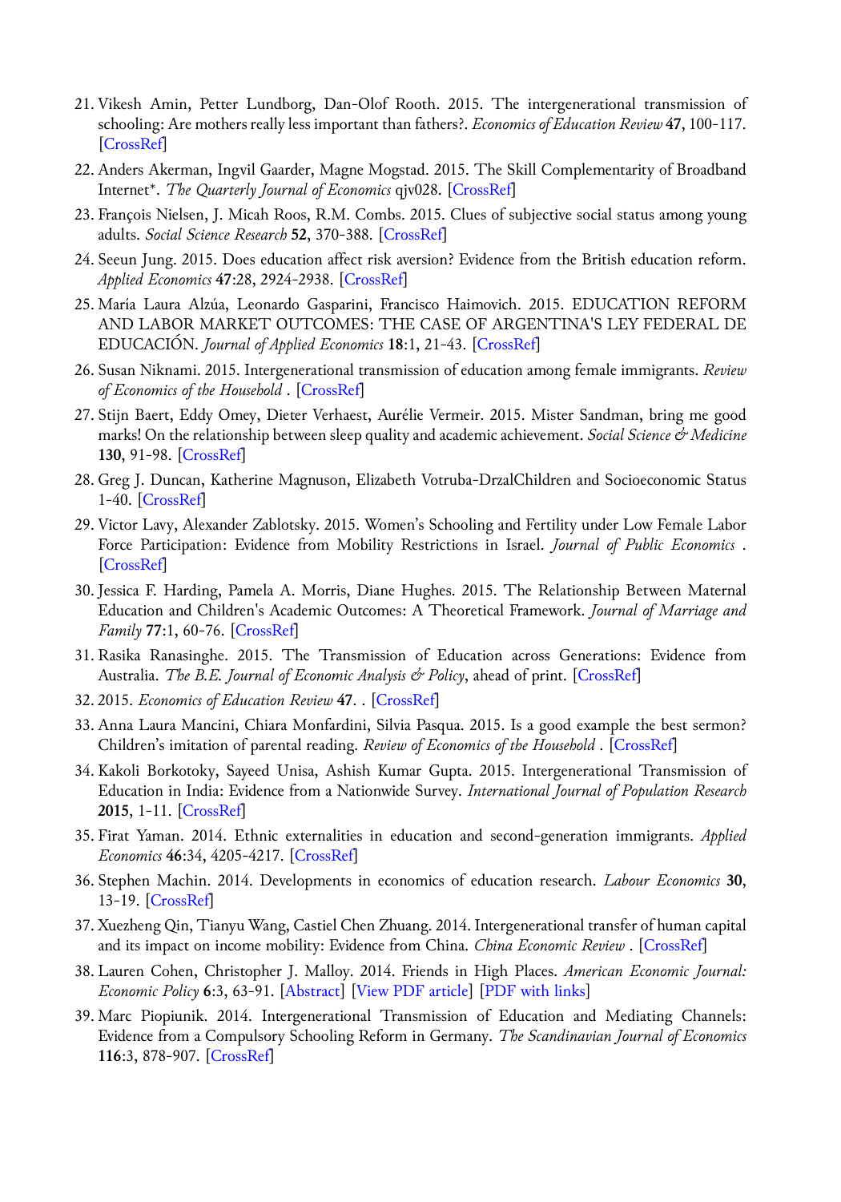21. Vikesh Amin, Petter Lundborg, Dan-Olof Rooth. 2015. The intergenerational transmission of schooling: Are mothers really less important than fathers?. *Economics of Education Review* **47**, 100-117. [CrossRef]
22. Anders Akerman, Ingvil Gaarder, Magne Mogstad. 2015. The Skill Complementarity of Broadband Internet*. *The Quarterly Journal of Economics* qjv028. [CrossRef]
23. François Nielsen, J. Micah Roos, R.M. Combs. 2015. Clues of subjective social status among young adults. *Social Science Research* **52**, 370-388. [CrossRef]
24. Seeun Jung. 2015. Does education affect risk aversion? Evidence from the British education reform. *Applied Economics* **47**:28, 2924-2938. [CrossRef]
25. María Laura Alzúa, Leonardo Gasparini, Francisco Haimovich. 2015. EDUCATION REFORM AND LABOR MARKET OUTCOMES: THE CASE OF ARGENTINA'S LEY FEDERAL DE EDUCACIÓN. *Journal of Applied Economics* **18**:1, 21-43. [CrossRef]
26. Susan Niknami. 2015. Intergenerational transmission of education among female immigrants. *Review of Economics of the Household* . [CrossRef]
27. Stijn Baert, Eddy Omey, Dieter Verhaest, Aurélie Vermeir. 2015. Mister Sandman, bring me good marks! On the relationship between sleep quality and academic achievement. *Social Science & Medicine* **130**, 91-98. [CrossRef]
28. Greg J. Duncan, Katherine Magnuson, Elizabeth Votruba-DrzalChildren and Socioeconomic Status 1-40. [CrossRef]
29. Victor Lavy, Alexander Zablotsky. 2015. Women's Schooling and Fertility under Low Female Labor Force Participation: Evidence from Mobility Restrictions in Israel. *Journal of Public Economics* . [CrossRef]
30. Jessica F. Harding, Pamela A. Morris, Diane Hughes. 2015. The Relationship Between Maternal Education and Children's Academic Outcomes: A Theoretical Framework. *Journal of Marriage and Family* **77**:1, 60-76. [CrossRef]
31. Rasika Ranasinghe. 2015. The Transmission of Education across Generations: Evidence from Australia. *The B.E. Journal of Economic Analysis & Policy*, ahead of print. [CrossRef]
32. 2015. *Economics of Education Review* **47**. . [CrossRef]
33. Anna Laura Mancini, Chiara Monfardini, Silvia Pasqua. 2015. Is a good example the best sermon? Children's imitation of parental reading. *Review of Economics of the Household* . [CrossRef]
34. Kakoli Borkotoky, Sayeed Unisa, Ashish Kumar Gupta. 2015. Intergenerational Transmission of Education in India: Evidence from a Nationwide Survey. *International Journal of Population Research* **2015**, 1-11. [CrossRef]
35. Firat Yaman. 2014. Ethnic externalities in education and second-generation immigrants. *Applied Economics* **46**:34, 4205-4217. [CrossRef]
36. Stephen Machin. 2014. Developments in economics of education research. *Labour Economics* **30**, 13-19. [CrossRef]
37. Xuezheng Qin, Tianyu Wang, Castiel Chen Zhuang. 2014. Intergenerational transfer of human capital and its impact on income mobility: Evidence from China. *China Economic Review* . [CrossRef]
38. Lauren Cohen, Christopher J. Malloy. 2014. Friends in High Places. *American Economic Journal: Economic Policy* **6**:3, 63-91. [Abstract] [View PDF article] [PDF with links]
39. Marc Piopiunik. 2014. Intergenerational Transmission of Education and Mediating Channels: Evidence from a Compulsory Schooling Reform in Germany. *The Scandinavian Journal of Economics* **116**:3, 878-907. [CrossRef]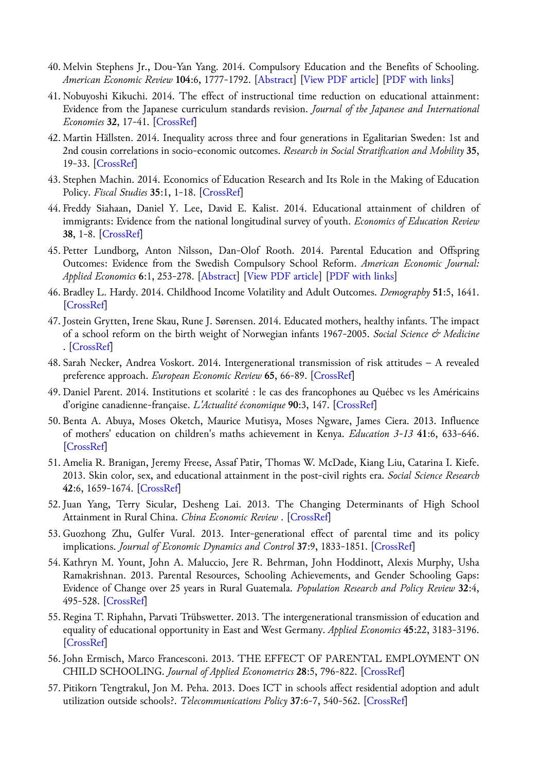40. Melvin Stephens Jr., Dou-Yan Yang. 2014. Compulsory Education and the Benefits of Schooling. *American Economic Review* **104**:6, 1777-1792. [Abstract] [View PDF article] [PDF with links]
41. Nobuyoshi Kikuchi. 2014. The effect of instructional time reduction on educational attainment: Evidence from the Japanese curriculum standards revision. *Journal of the Japanese and International Economies* **32**, 17-41. [CrossRef]
42. Martin Hällsten. 2014. Inequality across three and four generations in Egalitarian Sweden: 1st and 2nd cousin correlations in socio-economic outcomes. *Research in Social Stratification and Mobility* **35**, 19-33. [CrossRef]
43. Stephen Machin. 2014. Economics of Education Research and Its Role in the Making of Education Policy. *Fiscal Studies* **35**:1, 1-18. [CrossRef]
44. Freddy Siahaan, Daniel Y. Lee, David E. Kalist. 2014. Educational attainment of children of immigrants: Evidence from the national longitudinal survey of youth. *Economics of Education Review* **38**, 1-8. [CrossRef]
45. Petter Lundborg, Anton Nilsson, Dan-Olof Rooth. 2014. Parental Education and Offspring Outcomes: Evidence from the Swedish Compulsory School Reform. *American Economic Journal: Applied Economics* **6**:1, 253-278. [Abstract] [View PDF article] [PDF with links]
46. Bradley L. Hardy. 2014. Childhood Income Volatility and Adult Outcomes. *Demography* **51**:5, 1641. [CrossRef]
47. Jostein Grytten, Irene Skau, Rune J. Sørensen. 2014. Educated mothers, healthy infants. The impact of a school reform on the birth weight of Norwegian infants 1967-2005. *Social Science & Medicine* . [CrossRef]
48. Sarah Necker, Andrea Voskort. 2014. Intergenerational transmission of risk attitudes – A revealed preference approach. *European Economic Review* **65**, 66-89. [CrossRef]
49. Daniel Parent. 2014. Institutions et scolarité : le cas des francophones au Québec vs les Américains d'origine canadienne-française. *L'Actualité économique* **90**:3, 147. [CrossRef]
50. Benta A. Abuya, Moses Oketch, Maurice Mutisya, Moses Ngware, James Ciera. 2013. Influence of mothers' education on children's maths achievement in Kenya. *Education 3-13* **41**:6, 633-646. [CrossRef]
51. Amelia R. Branigan, Jeremy Freese, Assaf Patir, Thomas W. McDade, Kiang Liu, Catarina I. Kiefe. 2013. Skin color, sex, and educational attainment in the post-civil rights era. *Social Science Research* **42**:6, 1659-1674. [CrossRef]
52. Juan Yang, Terry Sicular, Desheng Lai. 2013. The Changing Determinants of High School Attainment in Rural China. *China Economic Review* . [CrossRef]
53. Guozhong Zhu, Gulfer Vural. 2013. Inter-generational effect of parental time and its policy implications. *Journal of Economic Dynamics and Control* **37**:9, 1833-1851. [CrossRef]
54. Kathryn M. Yount, John A. Maluccio, Jere R. Behrman, John Hoddinott, Alexis Murphy, Usha Ramakrishnan. 2013. Parental Resources, Schooling Achievements, and Gender Schooling Gaps: Evidence of Change over 25 years in Rural Guatemala. *Population Research and Policy Review* **32**:4, 495-528. [CrossRef]
55. Regina T. Riphahn, Parvati Trübswetter. 2013. The intergenerational transmission of education and equality of educational opportunity in East and West Germany. *Applied Economics* **45**:22, 3183-3196. [CrossRef]
56. John Ermisch, Marco Francesconi. 2013. THE EFFECT OF PARENTAL EMPLOYMENT ON CHILD SCHOOLING. *Journal of Applied Econometrics* **28**:5, 796-822. [CrossRef]
57. Pitikorn Tengtrakul, Jon M. Peha. 2013. Does ICT in schools affect residential adoption and adult utilization outside schools?. *Telecommunications Policy* **37**:6-7, 540-562. [CrossRef]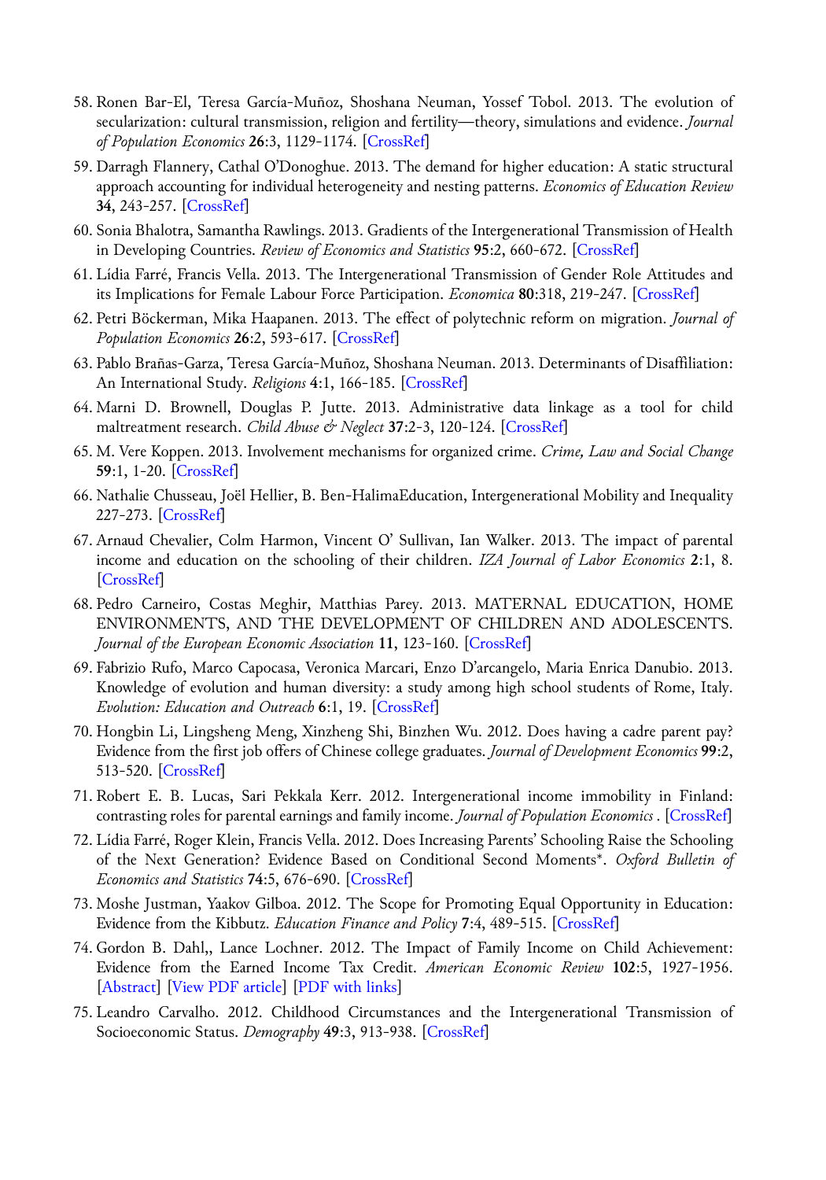58. Ronen Bar-El, Teresa García-Muñoz, Shoshana Neuman, Yossef Tobol. 2013. The evolution of secularization: cultural transmission, religion and fertility—theory, simulations and evidence. *Journal of Population Economics* **26**:3, 1129-1174. [CrossRef]
59. Darragh Flannery, Cathal O'Donoghue. 2013. The demand for higher education: A static structural approach accounting for individual heterogeneity and nesting patterns. *Economics of Education Review* **34**, 243-257. [CrossRef]
60. Sonia Bhalotra, Samantha Rawlings. 2013. Gradients of the Intergenerational Transmission of Health in Developing Countries. *Review of Economics and Statistics* **95**:2, 660-672. [CrossRef]
61. Lídia Farré, Francis Vella. 2013. The Intergenerational Transmission of Gender Role Attitudes and its Implications for Female Labour Force Participation. *Economica* **80**:318, 219-247. [CrossRef]
62. Petri Böckerman, Mika Haapanen. 2013. The effect of polytechnic reform on migration. *Journal of Population Economics* **26**:2, 593-617. [CrossRef]
63. Pablo Brañas-Garza, Teresa García-Muñoz, Shoshana Neuman. 2013. Determinants of Disaffiliation: An International Study. *Religions* **4**:1, 166-185. [CrossRef]
64. Marni D. Brownell, Douglas P. Jutte. 2013. Administrative data linkage as a tool for child maltreatment research. *Child Abuse & Neglect* **37**:2-3, 120-124. [CrossRef]
65. M. Vere Koppen. 2013. Involvement mechanisms for organized crime. *Crime, Law and Social Change* **59**:1, 1-20. [CrossRef]
66. Nathalie Chusseau, Joël Hellier, B. Ben-HalimaEducation, Intergenerational Mobility and Inequality 227-273. [CrossRef]
67. Arnaud Chevalier, Colm Harmon, Vincent O' Sullivan, Ian Walker. 2013. The impact of parental income and education on the schooling of their children. *IZA Journal of Labor Economics* **2**:1, 8. [CrossRef]
68. Pedro Carneiro, Costas Meghir, Matthias Parey. 2013. MATERNAL EDUCATION, HOME ENVIRONMENTS, AND THE DEVELOPMENT OF CHILDREN AND ADOLESCENTS. *Journal of the European Economic Association* **11**, 123-160. [CrossRef]
69. Fabrizio Rufo, Marco Capocasa, Veronica Marcari, Enzo D'arcangelo, Maria Enrica Danubio. 2013. Knowledge of evolution and human diversity: a study among high school students of Rome, Italy. *Evolution: Education and Outreach* **6**:1, 19. [CrossRef]
70. Hongbin Li, Lingsheng Meng, Xinzheng Shi, Binzhen Wu. 2012. Does having a cadre parent pay? Evidence from the first job offers of Chinese college graduates. *Journal of Development Economics* **99**:2, 513-520. [CrossRef]
71. Robert E. B. Lucas, Sari Pekkala Kerr. 2012. Intergenerational income immobility in Finland: contrasting roles for parental earnings and family income. *Journal of Population Economics* . [CrossRef]
72. Lídia Farré, Roger Klein, Francis Vella. 2012. Does Increasing Parents' Schooling Raise the Schooling of the Next Generation? Evidence Based on Conditional Second Moments*. *Oxford Bulletin of Economics and Statistics* **74**:5, 676-690. [CrossRef]
73. Moshe Justman, Yaakov Gilboa. 2012. The Scope for Promoting Equal Opportunity in Education: Evidence from the Kibbutz. *Education Finance and Policy* **7**:4, 489-515. [CrossRef]
74. Gordon B. Dahl,, Lance Lochner. 2012. The Impact of Family Income on Child Achievement: Evidence from the Earned Income Tax Credit. *American Economic Review* **102**:5, 1927-1956. [Abstract] [View PDF article] [PDF with links]
75. Leandro Carvalho. 2012. Childhood Circumstances and the Intergenerational Transmission of Socioeconomic Status. *Demography* **49**:3, 913-938. [CrossRef]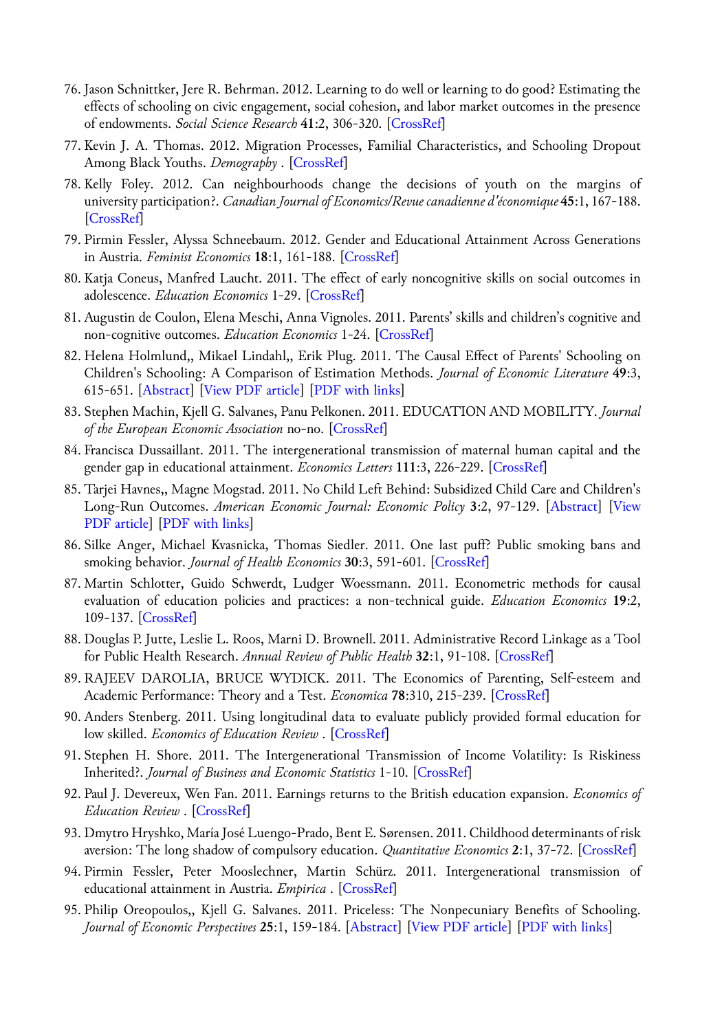76. Jason Schnittker, Jere R. Behrman. 2012. Learning to do well or learning to do good? Estimating the effects of schooling on civic engagement, social cohesion, and labor market outcomes in the presence of endowments. *Social Science Research* **41**:2, 306-320. [CrossRef]
77. Kevin J. A. Thomas. 2012. Migration Processes, Familial Characteristics, and Schooling Dropout Among Black Youths. *Demography* . [CrossRef]
78. Kelly Foley. 2012. Can neighbourhoods change the decisions of youth on the margins of university participation?. *Canadian Journal of Economics/Revue canadienne d'économique* **45**:1, 167-188. [CrossRef]
79. Pirmin Fessler, Alyssa Schneebaum. 2012. Gender and Educational Attainment Across Generations in Austria. *Feminist Economics* **18**:1, 161-188. [CrossRef]
80. Katja Coneus, Manfred Laucht. 2011. The effect of early noncognitive skills on social outcomes in adolescence. *Education Economics* 1-29. [CrossRef]
81. Augustin de Coulon, Elena Meschi, Anna Vignoles. 2011. Parents' skills and children's cognitive and non-cognitive outcomes. *Education Economics* 1-24. [CrossRef]
82. Helena Holmlund,, Mikael Lindahl,, Erik Plug. 2011. The Causal Effect of Parents' Schooling on Children's Schooling: A Comparison of Estimation Methods. *Journal of Economic Literature* **49**:3, 615-651. [Abstract] [View PDF article] [PDF with links]
83. Stephen Machin, Kjell G. Salvanes, Panu Pelkonen. 2011. EDUCATION AND MOBILITY. *Journal of the European Economic Association* no-no. [CrossRef]
84. Francisca Dussaillant. 2011. The intergenerational transmission of maternal human capital and the gender gap in educational attainment. *Economics Letters* **111**:3, 226-229. [CrossRef]
85. Tarjei Havnes,, Magne Mogstad. 2011. No Child Left Behind: Subsidized Child Care and Children's Long-Run Outcomes. *American Economic Journal: Economic Policy* **3**:2, 97-129. [Abstract] [View PDF article] [PDF with links]
86. Silke Anger, Michael Kvasnicka, Thomas Siedler. 2011. One last puff? Public smoking bans and smoking behavior. *Journal of Health Economics* **30**:3, 591-601. [CrossRef]
87. Martin Schlotter, Guido Schwerdt, Ludger Woessmann. 2011. Econometric methods for causal evaluation of education policies and practices: a non-technical guide. *Education Economics* **19**:2, 109-137. [CrossRef]
88. Douglas P. Jutte, Leslie L. Roos, Marni D. Brownell. 2011. Administrative Record Linkage as a Tool for Public Health Research. *Annual Review of Public Health* **32**:1, 91-108. [CrossRef]
89. RAJEEV DAROLIA, BRUCE WYDICK. 2011. The Economics of Parenting, Self-esteem and Academic Performance: Theory and a Test. *Economica* **78**:310, 215-239. [CrossRef]
90. Anders Stenberg. 2011. Using longitudinal data to evaluate publicly provided formal education for low skilled. *Economics of Education Review* . [CrossRef]
91. Stephen H. Shore. 2011. The Intergenerational Transmission of Income Volatility: Is Riskiness Inherited?. *Journal of Business and Economic Statistics* 1-10. [CrossRef]
92. Paul J. Devereux, Wen Fan. 2011. Earnings returns to the British education expansion. *Economics of Education Review* . [CrossRef]
93. Dmytro Hryshko, María José Luengo-Prado, Bent E. Sørensen. 2011. Childhood determinants of risk aversion: The long shadow of compulsory education. *Quantitative Economics* **2**:1, 37-72. [CrossRef]
94. Pirmin Fessler, Peter Mooslechner, Martin Schürz. 2011. Intergenerational transmission of educational attainment in Austria. *Empirica* . [CrossRef]
95. Philip Oreopoulos,, Kjell G. Salvanes. 2011. Priceless: The Nonpecuniary Benefits of Schooling. *Journal of Economic Perspectives* **25**:1, 159-184. [Abstract] [View PDF article] [PDF with links]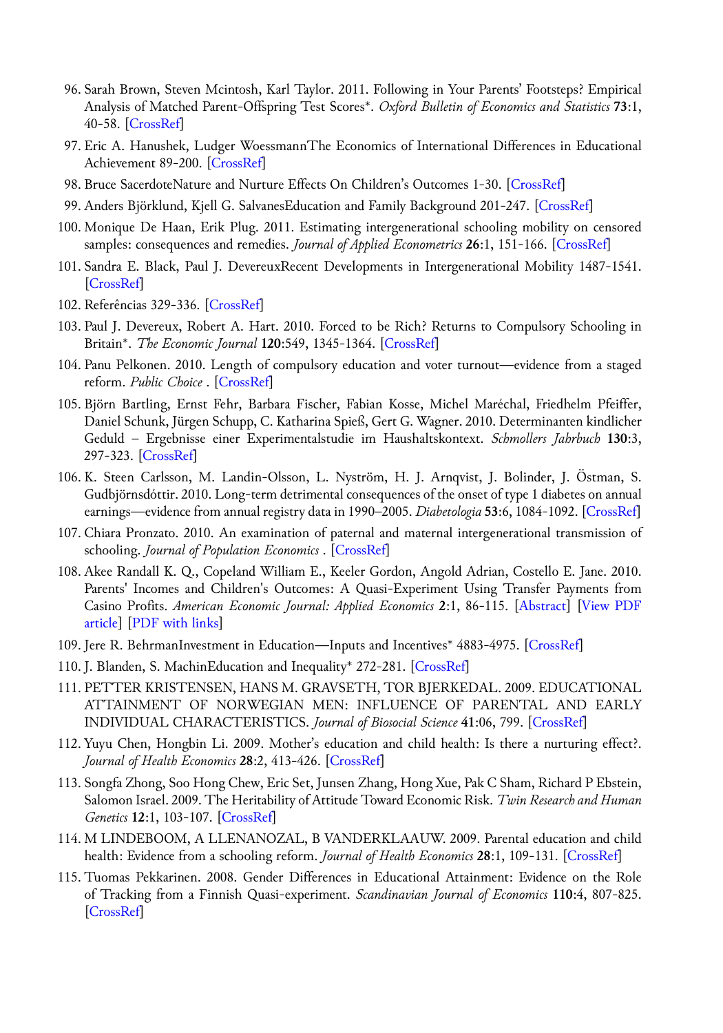96. Sarah Brown, Steven Mcintosh, Karl Taylor. 2011. Following in Your Parents' Footsteps? Empirical Analysis of Matched Parent-Offspring Test Scores*. *Oxford Bulletin of Economics and Statistics* **73**:1, 40-58. [CrossRef]
97. Eric A. Hanushek, Ludger WoessmannThe Economics of International Differences in Educational Achievement 89-200. [CrossRef]
98. Bruce SacerdoteNature and Nurture Effects On Children's Outcomes 1-30. [CrossRef]
99. Anders Björklund, Kjell G. SalvanesEducation and Family Background 201-247. [CrossRef]
100. Monique De Haan, Erik Plug. 2011. Estimating intergenerational schooling mobility on censored samples: consequences and remedies. *Journal of Applied Econometrics* **26**:1, 151-166. [CrossRef]
101. Sandra E. Black, Paul J. DevereuxRecent Developments in Intergenerational Mobility 1487-1541. [CrossRef]
102. Referências 329-336. [CrossRef]
103. Paul J. Devereux, Robert A. Hart. 2010. Forced to be Rich? Returns to Compulsory Schooling in Britain*. *The Economic Journal* **120**:549, 1345-1364. [CrossRef]
104. Panu Pelkonen. 2010. Length of compulsory education and voter turnout—evidence from a staged reform. *Public Choice* . [CrossRef]
105. Björn Bartling, Ernst Fehr, Barbara Fischer, Fabian Kosse, Michel Maréchal, Friedhelm Pfeiffer, Daniel Schunk, Jürgen Schupp, C. Katharina Spieß, Gert G. Wagner. 2010. Determinanten kindlicher Geduld – Ergebnisse einer Experimentalstudie im Haushaltskontext. *Schmollers Jahrbuch* **130**:3, 297-323. [CrossRef]
106. K. Steen Carlsson, M. Landin-Olsson, L. Nyström, H. J. Arnqvist, J. Bolinder, J. Östman, S. Gudbjörnsdóttir. 2010. Long-term detrimental consequences of the onset of type 1 diabetes on annual earnings—evidence from annual registry data in 1990–2005. *Diabetologia* **53**:6, 1084-1092. [CrossRef]
107. Chiara Pronzato. 2010. An examination of paternal and maternal intergenerational transmission of schooling. *Journal of Population Economics* . [CrossRef]
108. Akee Randall K. Q., Copeland William E., Keeler Gordon, Angold Adrian, Costello E. Jane. 2010. Parents' Incomes and Children's Outcomes: A Quasi-Experiment Using Transfer Payments from Casino Profits. *American Economic Journal: Applied Economics* **2**:1, 86-115. [Abstract] [View PDF article] [PDF with links]
109. Jere R. BehrmanInvestment in Education—Inputs and Incentives* 4883-4975. [CrossRef]
110. J. Blanden, S. MachinEducation and Inequality* 272-281. [CrossRef]
111. PETTER KRISTENSEN, HANS M. GRAVSETH, TOR BJERKEDAL. 2009. EDUCATIONAL ATTAINMENT OF NORWEGIAN MEN: INFLUENCE OF PARENTAL AND EARLY INDIVIDUAL CHARACTERISTICS. *Journal of Biosocial Science* **41**:06, 799. [CrossRef]
112. Yuyu Chen, Hongbin Li. 2009. Mother's education and child health: Is there a nurturing effect?. *Journal of Health Economics* **28**:2, 413-426. [CrossRef]
113. Songfa Zhong, Soo Hong Chew, Eric Set, Junsen Zhang, Hong Xue, Pak C Sham, Richard P Ebstein, Salomon Israel. 2009. The Heritability of Attitude Toward Economic Risk. *Twin Research and Human Genetics* **12**:1, 103-107. [CrossRef]
114. M LINDEBOOM, A LLENANOZAL, B VANDERKLAAUW. 2009. Parental education and child health: Evidence from a schooling reform. *Journal of Health Economics* **28**:1, 109-131. [CrossRef]
115. Tuomas Pekkarinen. 2008. Gender Differences in Educational Attainment: Evidence on the Role of Tracking from a Finnish Quasi-experiment. *Scandinavian Journal of Economics* **110**:4, 807-825. [CrossRef]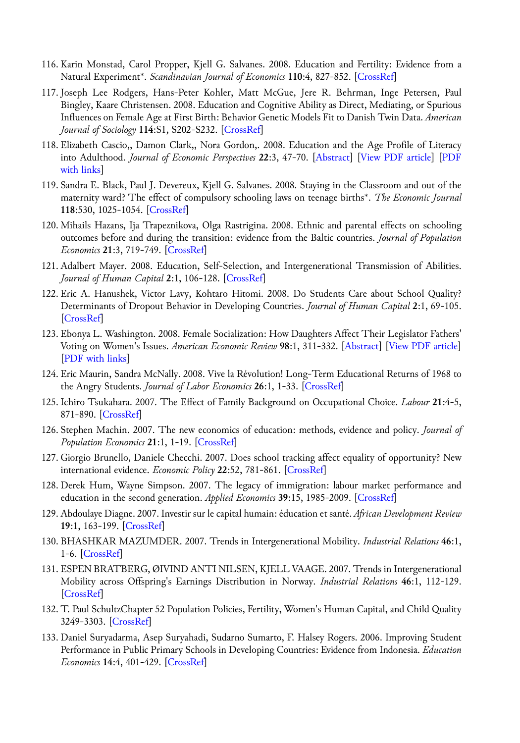116. Karin Monstad, Carol Propper, Kjell G. Salvanes. 2008. Education and Fertility: Evidence from a Natural Experiment*. *Scandinavian Journal of Economics* **110**:4, 827-852. [CrossRef]
117. Joseph Lee Rodgers, Hans-Peter Kohler, Matt McGue, Jere R. Behrman, Inge Petersen, Paul Bingley, Kaare Christensen. 2008. Education and Cognitive Ability as Direct, Mediating, or Spurious Influences on Female Age at First Birth: Behavior Genetic Models Fit to Danish Twin Data. *American Journal of Sociology* **114**:S1, S202-S232. [CrossRef]
118. Elizabeth Cascio,, Damon Clark,, Nora Gordon,. 2008. Education and the Age Profile of Literacy into Adulthood. *Journal of Economic Perspectives* **22**:3, 47-70. [Abstract] [View PDF article] [PDF with links]
119. Sandra E. Black, Paul J. Devereux, Kjell G. Salvanes. 2008. Staying in the Classroom and out of the maternity ward? The effect of compulsory schooling laws on teenage births*. *The Economic Journal* **118**:530, 1025-1054. [CrossRef]
120. Mihails Hazans, Ija Trapeznikova, Olga Rastrigina. 2008. Ethnic and parental effects on schooling outcomes before and during the transition: evidence from the Baltic countries. *Journal of Population Economics* **21**:3, 719-749. [CrossRef]
121. Adalbert Mayer. 2008. Education, Self-Selection, and Intergenerational Transmission of Abilities. *Journal of Human Capital* **2**:1, 106-128. [CrossRef]
122. Eric A. Hanushek, Victor Lavy, Kohtaro Hitomi. 2008. Do Students Care about School Quality? Determinants of Dropout Behavior in Developing Countries. *Journal of Human Capital* **2**:1, 69-105. [CrossRef]
123. Ebonya L. Washington. 2008. Female Socialization: How Daughters Affect Their Legislator Fathers' Voting on Women's Issues. *American Economic Review* **98**:1, 311-332. [Abstract] [View PDF article] [PDF with links]
124. Eric Maurin, Sandra McNally. 2008. Vive la Révolution! Long-Term Educational Returns of 1968 to the Angry Students. *Journal of Labor Economics* **26**:1, 1-33. [CrossRef]
125. Ichiro Tsukahara. 2007. The Effect of Family Background on Occupational Choice. *Labour* **21**:4-5, 871-890. [CrossRef]
126. Stephen Machin. 2007. The new economics of education: methods, evidence and policy. *Journal of Population Economics* **21**:1, 1-19. [CrossRef]
127. Giorgio Brunello, Daniele Checchi. 2007. Does school tracking affect equality of opportunity? New international evidence. *Economic Policy* **22**:52, 781-861. [CrossRef]
128. Derek Hum, Wayne Simpson. 2007. The legacy of immigration: labour market performance and education in the second generation. *Applied Economics* **39**:15, 1985-2009. [CrossRef]
129. Abdoulaye Diagne. 2007. Investir sur le capital humain: éducation et santé. *African Development Review* **19**:1, 163-199. [CrossRef]
130. BHASHKAR MAZUMDER. 2007. Trends in Intergenerational Mobility. *Industrial Relations* **46**:1, 1-6. [CrossRef]
131. ESPEN BRATBERG, ØIVIND ANTI NILSEN, KJELL VAAGE. 2007. Trends in Intergenerational Mobility across Offspring's Earnings Distribution in Norway. *Industrial Relations* **46**:1, 112-129. [CrossRef]
132. T. Paul SchultzChapter 52 Population Policies, Fertility, Women's Human Capital, and Child Quality 3249-3303. [CrossRef]
133. Daniel Suryadarma, Asep Suryahadi, Sudarno Sumarto, F. Halsey Rogers. 2006. Improving Student Performance in Public Primary Schools in Developing Countries: Evidence from Indonesia. *Education Economics* **14**:4, 401-429. [CrossRef]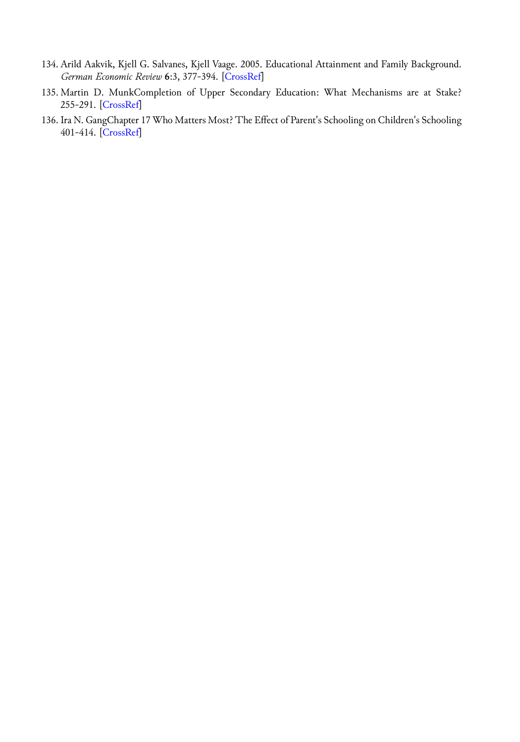134. Arild Aakvik, Kjell G. Salvanes, Kjell Vaage. 2005. Educational Attainment and Family Background. *German Economic Review* **6**:3, 377-394. [CrossRef]
135. Martin D. MunkCompletion of Upper Secondary Education: What Mechanisms are at Stake? 255-291. [CrossRef]
136. Ira N. GangChapter 17 Who Matters Most? The Effect of Parent's Schooling on Children's Schooling 401-414. [CrossRef]